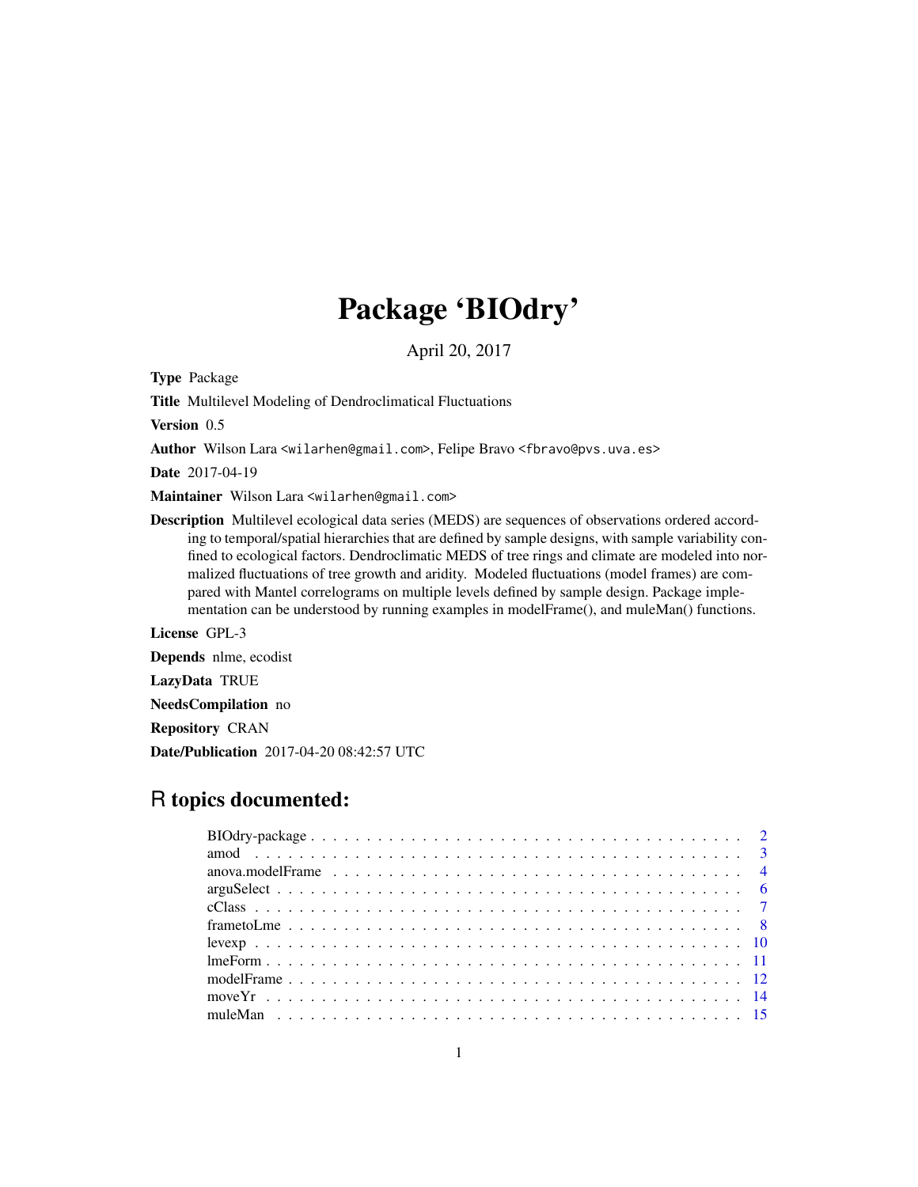# Package 'BIOdry'

April 20, 2017

**Type** Package

**Title** Multilevel Modeling of Dendroclimatical Fluctuations

**Version** 0.5

**Author** Wilson Lara <wilarhen@gmail.com>, Felipe Bravo <fbravo@pvs.uva.es>

**Date** 2017-04-19

**Maintainer** Wilson Lara <wilarhen@gmail.com>

**Description** Multilevel ecological data series (MEDS) are sequences of observations ordered according to temporal/spatial hierarchies that are defined by sample designs, with sample variability confined to ecological factors. Dendroclimatic MEDS of tree rings and climate are modeled into normalized fluctuations of tree growth and aridity. Modeled fluctuations (model frames) are compared with Mantel correlograms on multiple levels defined by sample design. Package implementation can be understood by running examples in modelFrame(), and muleMan() functions.

**License** GPL-3

**Depends** nlme, ecodist

**LazyData** TRUE

**NeedsCompilation** no

**Repository** CRAN

**Date/Publication** 2017-04-20 08:42:57 UTC

## R topics documented:

| | |
|---|---|
| BIOdry-package | 2 |
| amod | 3 |
| anova.modelFrame | 4 |
| arguSelect | 6 |
| cClass | 7 |
| frametoLme | 8 |
| levexp | 10 |
| lmeForm | 11 |
| modelFrame | 12 |
| moveYr | 14 |
| muleMan | 15 |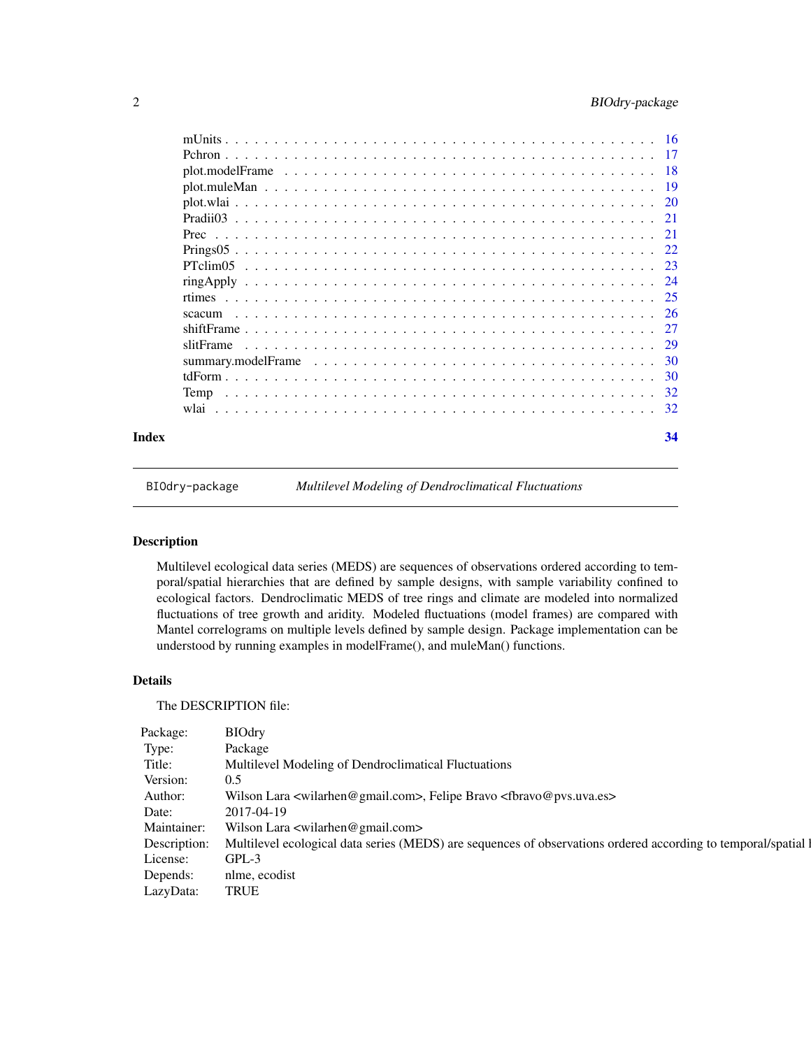| | |
|---|---|
| mUnits | 16 |
| Pchron | 17 |
| plot.modelFrame | 18 |
| plot.muleMan | 19 |
| plot.wlai | 20 |
| Pradii03 | 21 |
| Prec | 21 |
| Prings05 | 22 |
| PTclim05 | 23 |
| ringApply | 24 |
| rtimes | 25 |
| scacum | 26 |
| shiftFrame | 27 |
| slitFrame | 29 |
| summary.modelFrame | 30 |
| tdForm | 30 |
| Temp | 32 |
| wlai | 32 |

**Index** **34**

---

`BIOdry-package` *Multilevel Modeling of Dendroclimatical Fluctuations*

---

## Description

Multilevel ecological data series (MEDS) are sequences of observations ordered according to temporal/spatial hierarchies that are defined by sample designs, with sample variability confined to ecological factors. Dendroclimatic MEDS of tree rings and climate are modeled into normalized fluctuations of tree growth and aridity. Modeled fluctuations (model frames) are compared with Mantel correlograms on multiple levels defined by sample design. Package implementation can be understood by running examples in modelFrame(), and muleMan() functions.

## Details

The DESCRIPTION file:

| | |
|---|---|
| Package: | BIOdry |
| Type: | Package |
| Title: | Multilevel Modeling of Dendroclimatical Fluctuations |
| Version: | 0.5 |
| Author: | Wilson Lara <wilarhen@gmail.com>, Felipe Bravo <fbravo@pvs.uva.es> |
| Date: | 2017-04-19 |
| Maintainer: | Wilson Lara <wilarhen@gmail.com> |
| Description: | Multilevel ecological data series (MEDS) are sequences of observations ordered according to temporal/spatial l |
| License: | GPL-3 |
| Depends: | nlme, ecodist |
| LazyData: | TRUE |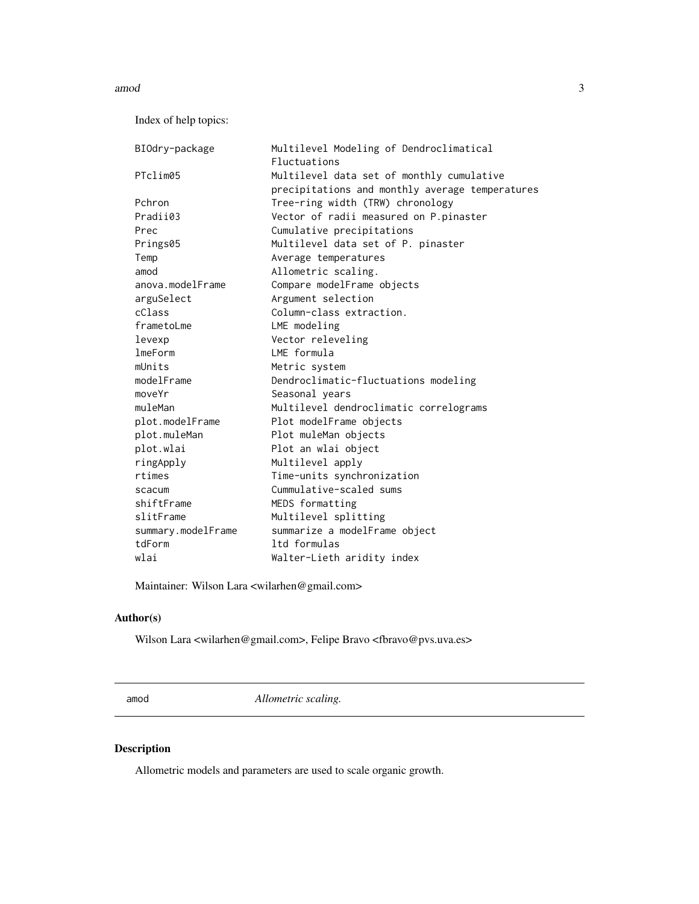Index of help topics:

```
BIOdry-package          Multilevel Modeling of Dendroclimatical
                        Fluctuations
PTclim05                Multilevel data set of monthly cumulative
                        precipitations and monthly average temperatures
Pchron                  Tree-ring width (TRW) chronology
Pradii03                Vector of radii measured on P.pinaster
Prec                    Cumulative precipitations
Prings05                Multilevel data set of P. pinaster
Temp                    Average temperatures
amod                    Allometric scaling.
anova.modelFrame        Compare modelFrame objects
arguSelect              Argument selection
cClass                  Column-class extraction.
frametoLme              LME modeling
levexp                  Vector releveling
lmeForm                 LME formula
mUnits                  Metric system
modelFrame              Dendroclimatic-fluctuations modeling
moveYr                  Seasonal years
muleMan                 Multilevel dendroclimatic correlograms
plot.modelFrame         Plot modelFrame objects
plot.muleMan            Plot muleMan objects
plot.wlai               Plot an wlai object
ringApply               Multilevel apply
rtimes                  Time-units synchronization
scacum                  Cummulative-scaled sums
shiftFrame              MEDS formatting
slitFrame               Multilevel splitting
summary.modelFrame      summarize a modelFrame object
tdForm                  ltd formulas
wlai                    Walter-Lieth aridity index
```

Maintainer: Wilson Lara <wilarhen@gmail.com>

## Author(s)

Wilson Lara <wilarhen@gmail.com>, Felipe Bravo <fbravo@pvs.uva.es>

---

amod *Allometric scaling.*

---

## Description

Allometric models and parameters are used to scale organic growth.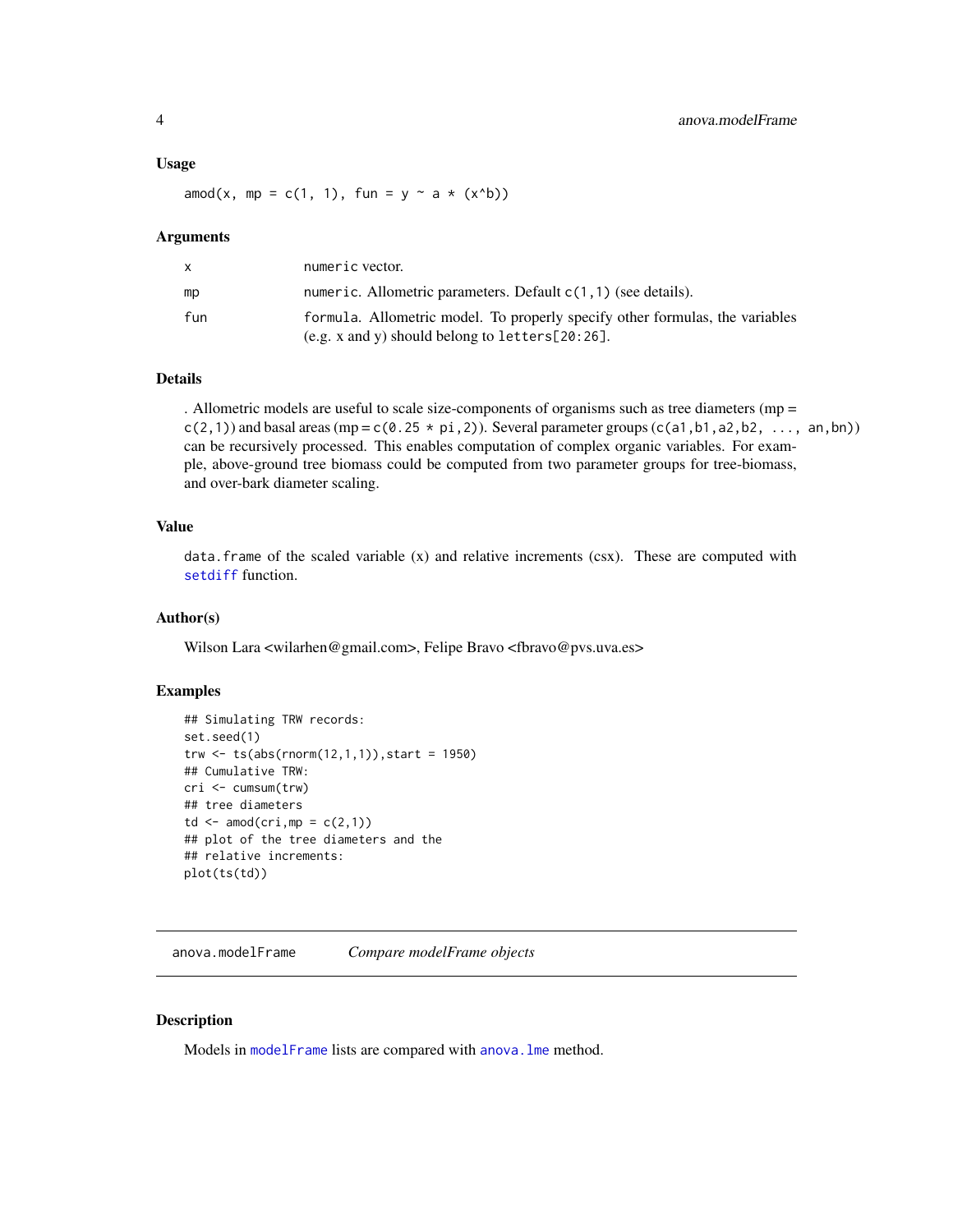### Usage

```
amod(x, mp = c(1, 1), fun = y ~ a * (x^b))
```

### Arguments

| | |
|---|---|
| x | numeric vector. |
| mp | numeric. Allometric parameters. Default c(1,1) (see details). |
| fun | formula. Allometric model. To properly specify other formulas, the variables (e.g. x and y) should belong to letters[20:26]. |

### Details

. Allometric models are useful to scale size-components of organisms such as tree diameters (mp = c(2,1)) and basal areas (mp = c(0.25 * pi,2)). Several parameter groups (c(a1,b1,a2,b2, ..., an,bn)) can be recursively processed. This enables computation of complex organic variables. For example, above-ground tree biomass could be computed from two parameter groups for tree-biomass, and over-bark diameter scaling.

### Value

data.frame of the scaled variable (x) and relative increments (csx). These are computed with setdiff function.

### Author(s)

Wilson Lara <wilarhen@gmail.com>, Felipe Bravo <fbravo@pvs.uva.es>

### Examples

```
## Simulating TRW records:
set.seed(1)
trw <- ts(abs(rnorm(12,1,1)),start = 1950)
## Cumulative TRW:
cri <- cumsum(trw)
## tree diameters
td <- amod(cri,mp = c(2,1))
## plot of the tree diameters and the
## relative increments:
plot(ts(td))
```

---

## anova.modelFrame *Compare modelFrame objects*

### Description

Models in modelFrame lists are compared with anova.lme method.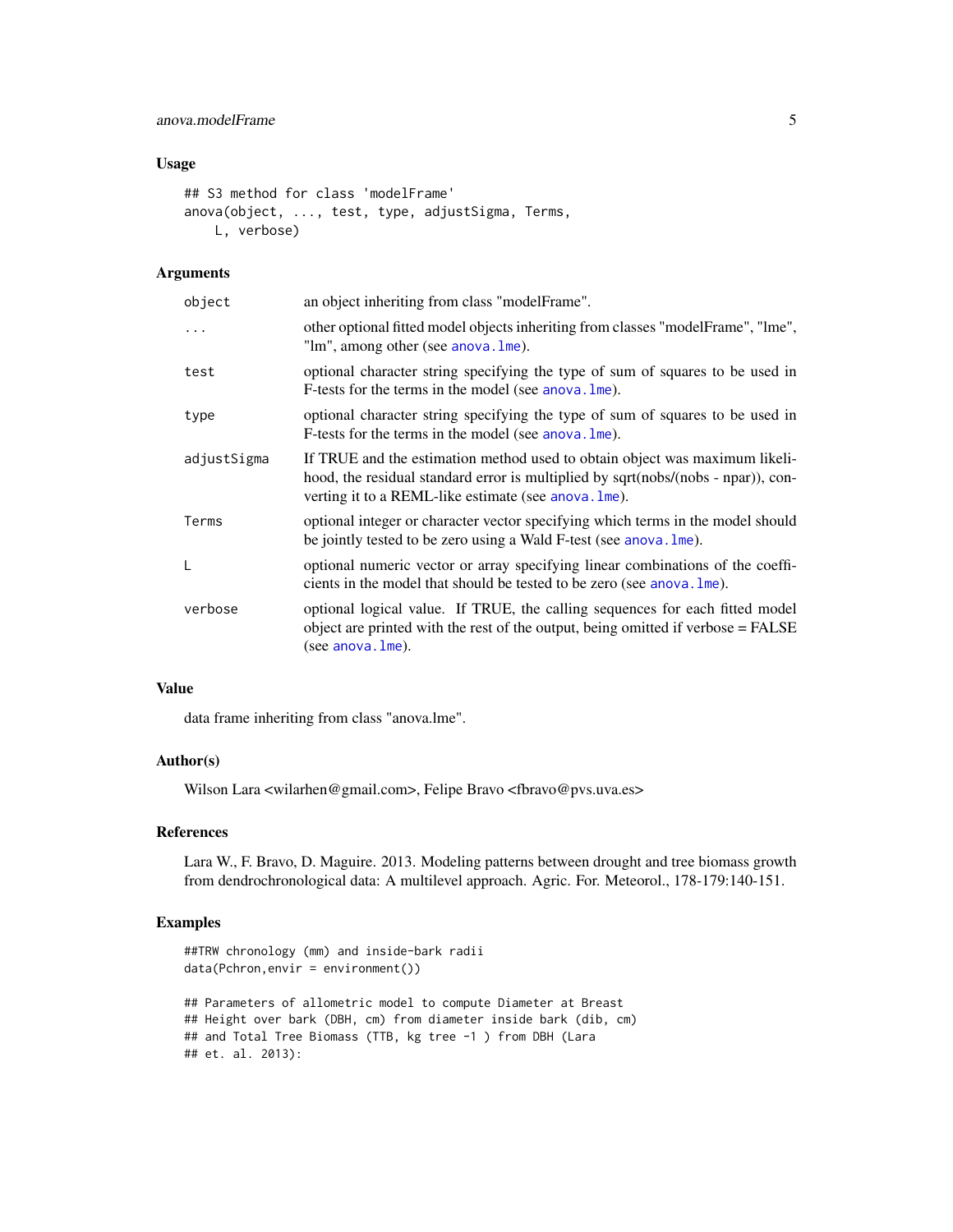### Usage

```
## S3 method for class 'modelFrame'
anova(object, ..., test, type, adjustSigma, Terms,
    L, verbose)
```

### Arguments

| | |
|---|---|
| object | an object inheriting from class "modelFrame". |
| ... | other optional fitted model objects inheriting from classes "modelFrame", "lme", "lm", among other (see anova.lme). |
| test | optional character string specifying the type of sum of squares to be used in F-tests for the terms in the model (see anova.lme). |
| type | optional character string specifying the type of sum of squares to be used in F-tests for the terms in the model (see anova.lme). |
| adjustSigma | If TRUE and the estimation method used to obtain object was maximum likelihood, the residual standard error is multiplied by sqrt(nobs/(nobs - npar)), converting it to a REML-like estimate (see anova.lme). |
| Terms | optional integer or character vector specifying which terms in the model should be jointly tested to be zero using a Wald F-test (see anova.lme). |
| L | optional numeric vector or array specifying linear combinations of the coefficients in the model that should be tested to be zero (see anova.lme). |
| verbose | optional logical value. If TRUE, the calling sequences for each fitted model object are printed with the rest of the output, being omitted if verbose = FALSE (see anova.lme). |

### Value

data frame inheriting from class "anova.lme".

### Author(s)

Wilson Lara <wilarhen@gmail.com>, Felipe Bravo <fbravo@pvs.uva.es>

### References

Lara W., F. Bravo, D. Maguire. 2013. Modeling patterns between drought and tree biomass growth from dendrochronological data: A multilevel approach. Agric. For. Meteorol., 178-179:140-151.

### Examples

```
##TRW chronology (mm) and inside-bark radii
data(Pchron,envir = environment())

## Parameters of allometric model to compute Diameter at Breast
## Height over bark (DBH, cm) from diameter inside bark (dib, cm)
## and Total Tree Biomass (TTB, kg tree -1 ) from DBH (Lara
## et. al. 2013):
```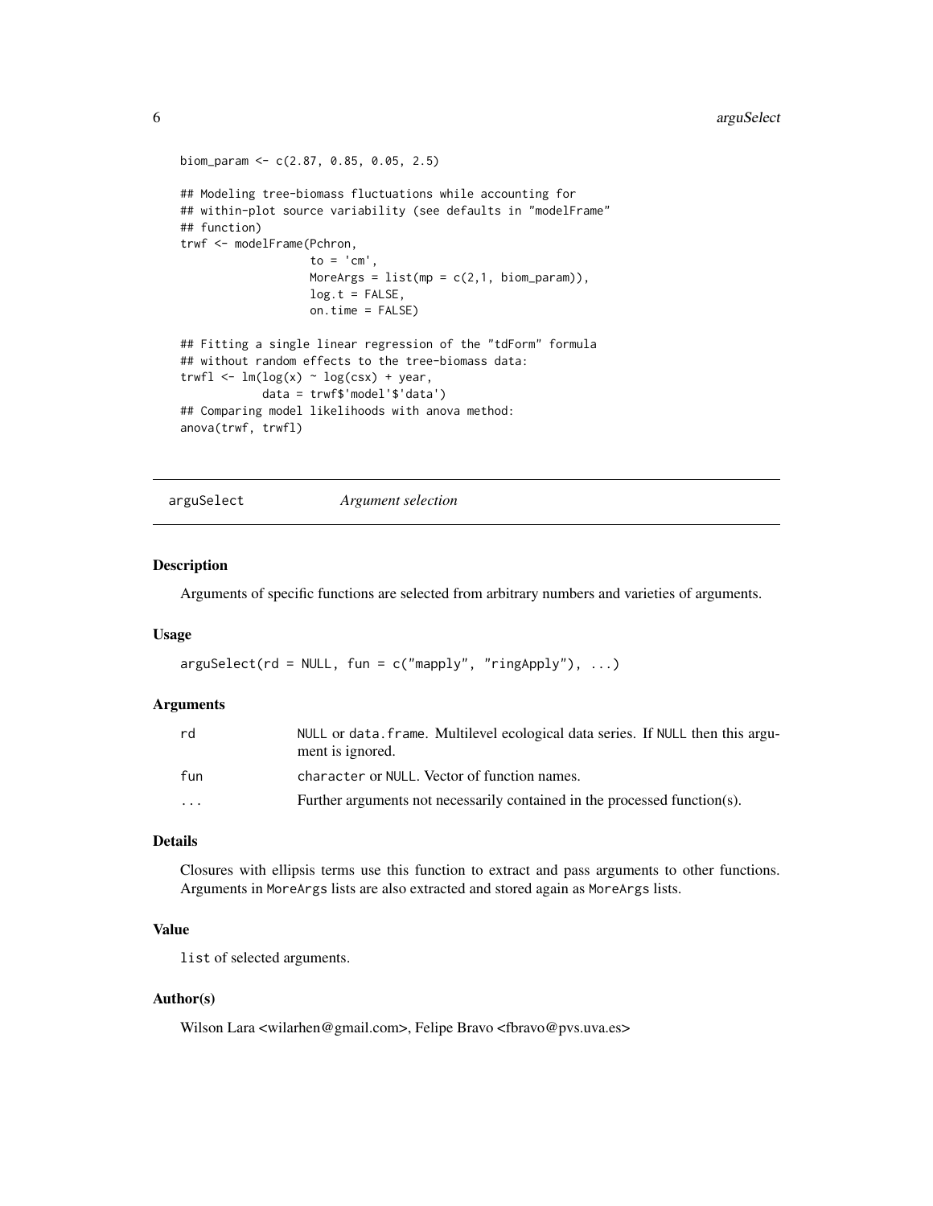```
biom_param <- c(2.87, 0.85, 0.05, 2.5)

## Modeling tree-biomass fluctuations while accounting for
## within-plot source variability (see defaults in "modelFrame"
## function)
trwf <- modelFrame(Pchron,
                   to = 'cm',
                   MoreArgs = list(mp = c(2,1, biom_param)),
                   log.t = FALSE,
                   on.time = FALSE)

## Fitting a single linear regression of the "tdForm" formula
## without random effects to the tree-biomass data:
trwfl <- lm(log(x) ~ log(csx) + year,
            data = trwf$'model'$'data')
## Comparing model likelihoods with anova method:
anova(trwf, trwfl)
```

## arguSelect — *Argument selection*

### Description

Arguments of specific functions are selected from arbitrary numbers and varieties of arguments.

### Usage

```
arguSelect(rd = NULL, fun = c("mapply", "ringApply"), ...)
```

### Arguments

| | |
|---|---|
| rd | NULL or data.frame. Multilevel ecological data series. If NULL then this argument is ignored. |
| fun | character or NULL. Vector of function names. |
| ... | Further arguments not necessarily contained in the processed function(s). |

### Details

Closures with ellipsis terms use this function to extract and pass arguments to other functions. Arguments in MoreArgs lists are also extracted and stored again as MoreArgs lists.

### Value

list of selected arguments.

### Author(s)

Wilson Lara <wilarhen@gmail.com>, Felipe Bravo <fbravo@pvs.uva.es>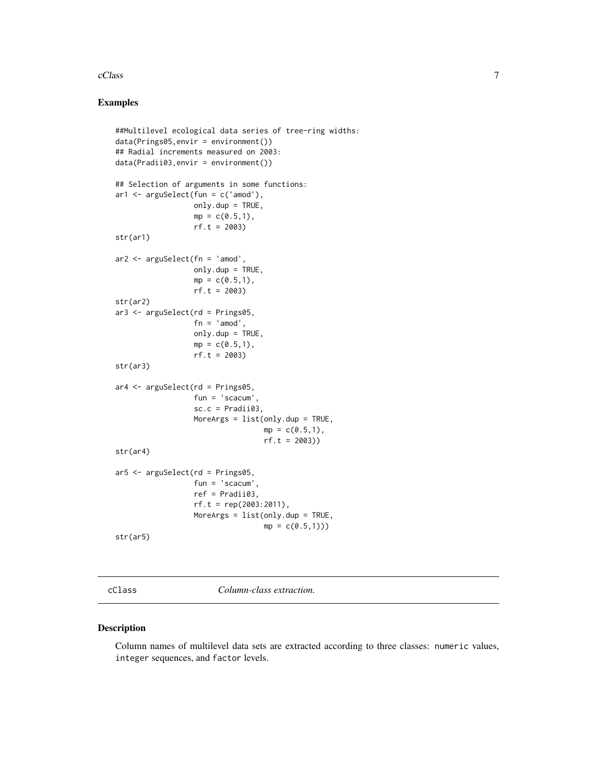## Examples

```
##Multilevel ecological data series of tree-ring widths:
data(Prings05,envir = environment())
## Radial increments measured on 2003:
data(Pradii03,envir = environment())

## Selection of arguments in some functions:
ar1 <- arguSelect(fun = c('amod'),
                  only.dup = TRUE,
                  mp = c(0.5,1),
                  rf.t = 2003)
str(ar1)

ar2 <- arguSelect(fn = 'amod',
                  only.dup = TRUE,
                  mp = c(0.5,1),
                  rf.t = 2003)
str(ar2)
ar3 <- arguSelect(rd = Prings05,
                  fn = 'amod',
                  only.dup = TRUE,
                  mp = c(0.5,1),
                  rf.t = 2003)
str(ar3)

ar4 <- arguSelect(rd = Prings05,
                  fun = 'scacum',
                  sc.c = Pradii03,
                  MoreArgs = list(only.dup = TRUE,
                                  mp = c(0.5,1),
                                  rf.t = 2003))
str(ar4)

ar5 <- arguSelect(rd = Prings05,
                  fun = 'scacum',
                  ref = Pradii03,
                  rf.t = rep(2003:2011),
                  MoreArgs = list(only.dup = TRUE,
                                  mp = c(0.5,1)))
str(ar5)
```

---

# cClass *Column-class extraction.*

## Description

Column names of multilevel data sets are extracted according to three classes: `numeric` values, `integer` sequences, and `factor` levels.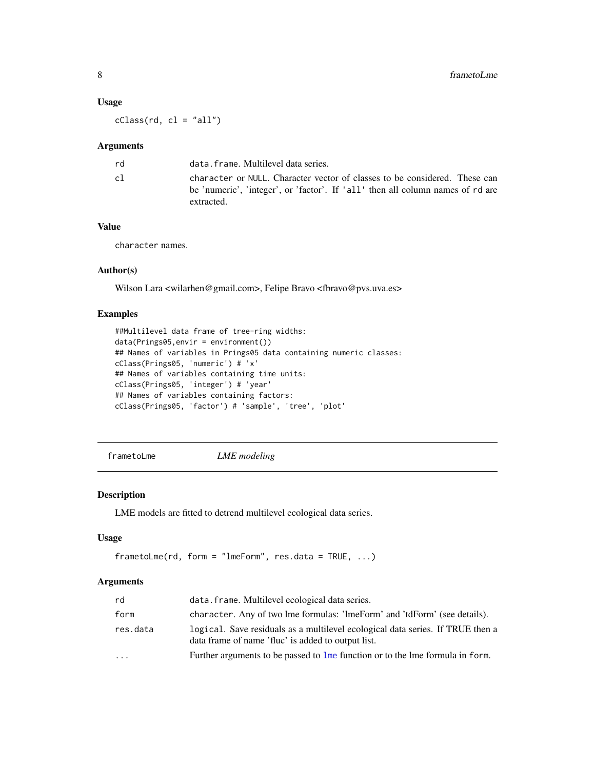### Usage

```
cClass(rd, cl = "all")
```

### Arguments

| | |
|---|---|
| rd | data.frame. Multilevel data series. |
| cl | character or NULL. Character vector of classes to be considered. These can be 'numeric', 'integer', or 'factor'. If 'all' then all column names of rd are extracted. |

### Value

character names.

### Author(s)

Wilson Lara <wilarhen@gmail.com>, Felipe Bravo <fbravo@pvs.uva.es>

### Examples

```
##Multilevel data frame of tree-ring widths:
data(Prings05,envir = environment())
## Names of variables in Prings05 data containing numeric classes:
cClass(Prings05, 'numeric') # 'x'
## Names of variables containing time units:
cClass(Prings05, 'integer') # 'year'
## Names of variables containing factors:
cClass(Prings05, 'factor') # 'sample', 'tree', 'plot'
```

---

## frametoLme *LME modeling*

---

### Description

LME models are fitted to detrend multilevel ecological data series.

### Usage

```
frametoLme(rd, form = "lmeForm", res.data = TRUE, ...)
```

### Arguments

| | |
|---|---|
| rd | data.frame. Multilevel ecological data series. |
| form | character. Any of two lme formulas: 'lmeForm' and 'tdForm' (see details). |
| res.data | logical. Save residuals as a multilevel ecological data series. If TRUE then a data frame of name 'fluc' is added to output list. |
| ... | Further arguments to be passed to lme function or to the lme formula in form. |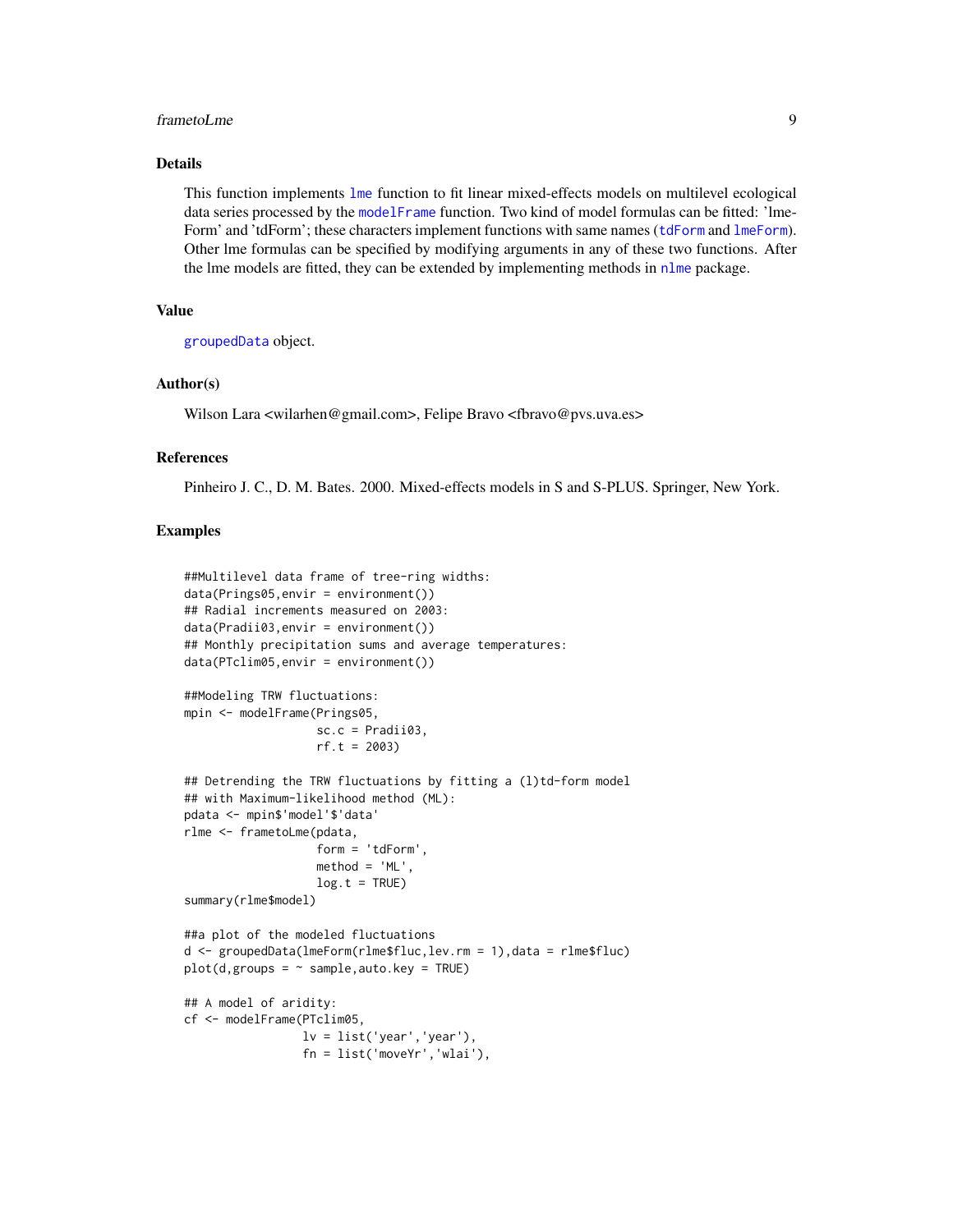## Details

This function implements lme function to fit linear mixed-effects models on multilevel ecological data series processed by the modelFrame function. Two kind of model formulas can be fitted: 'lmeForm' and 'tdForm'; these characters implement functions with same names (tdForm and lmeForm). Other lme formulas can be specified by modifying arguments in any of these two functions. After the lme models are fitted, they can be extended by implementing methods in nlme package.

## Value

groupedData object.

## Author(s)

Wilson Lara <wilarhen@gmail.com>, Felipe Bravo <fbravo@pvs.uva.es>

## References

Pinheiro J. C., D. M. Bates. 2000. Mixed-effects models in S and S-PLUS. Springer, New York.

## Examples

```
##Multilevel data frame of tree-ring widths:
data(Prings05,envir = environment())
## Radial increments measured on 2003:
data(Pradii03,envir = environment())
## Monthly precipitation sums and average temperatures:
data(PTclim05,envir = environment())

##Modeling TRW fluctuations:
mpin <- modelFrame(Prings05,
                   sc.c = Pradii03,
                   rf.t = 2003)

## Detrending the TRW fluctuations by fitting a (l)td-form model
## with Maximum-likelihood method (ML):
pdata <- mpin$'model'$'data'
rlme <- frametoLme(pdata,
                   form = 'tdForm',
                   method = 'ML',
                   log.t = TRUE)
summary(rlme$model)

##a plot of the modeled fluctuations
d <- groupedData(lmeForm(rlme$fluc,lev.rm = 1),data = rlme$fluc)
plot(d,groups = ~ sample,auto.key = TRUE)

## A model of aridity:
cf <- modelFrame(PTclim05,
                 lv = list('year','year'),
                 fn = list('moveYr','wlai'),
```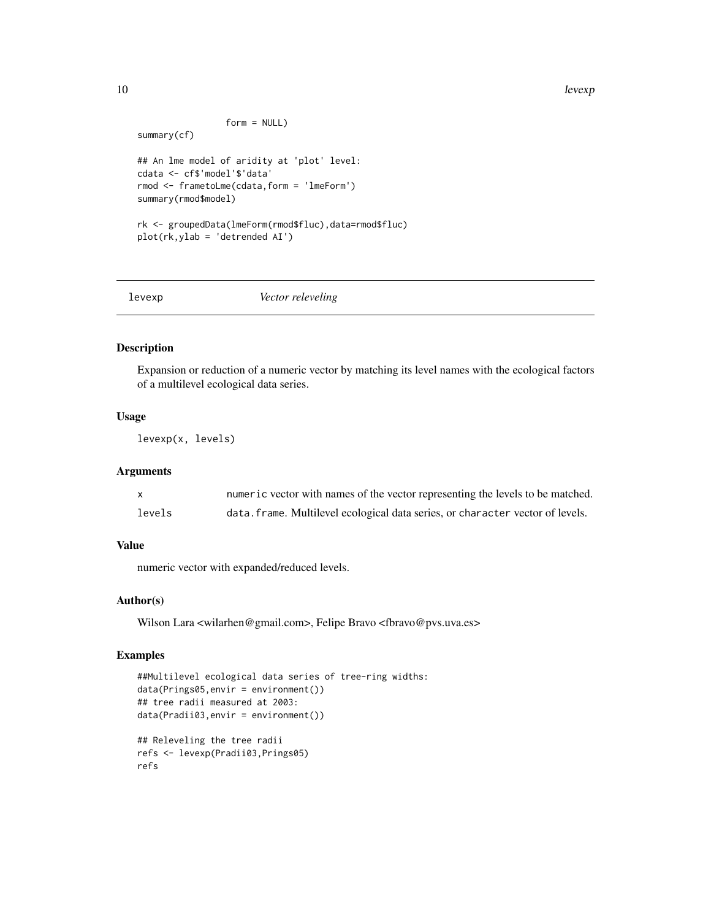```
                form = NULL)
summary(cf)

## An lme model of aridity at 'plot' level:
cdata <- cf$'model'$'data'
rmod <- frametoLme(cdata,form = 'lmeForm')
summary(rmod$model)

rk <- groupedData(lmeForm(rmod$fluc),data=rmod$fluc)
plot(rk,ylab = 'detrended AI')
```

---

## levexp — *Vector releveling*

### Description

Expansion or reduction of a numeric vector by matching its level names with the ecological factors of a multilevel ecological data series.

### Usage

```
levexp(x, levels)
```

### Arguments

| | |
|---|---|
| x | numeric vector with names of the vector representing the levels to be matched. |
| levels | data.frame. Multilevel ecological data series, or character vector of levels. |

### Value

numeric vector with expanded/reduced levels.

### Author(s)

Wilson Lara <wilarhen@gmail.com>, Felipe Bravo <fbravo@pvs.uva.es>

### Examples

```
##Multilevel ecological data series of tree-ring widths:
data(Prings05,envir = environment())
## tree radii measured at 2003:
data(Pradii03,envir = environment())

## Releveling the tree radii
refs <- levexp(Pradii03,Prings05)
refs
```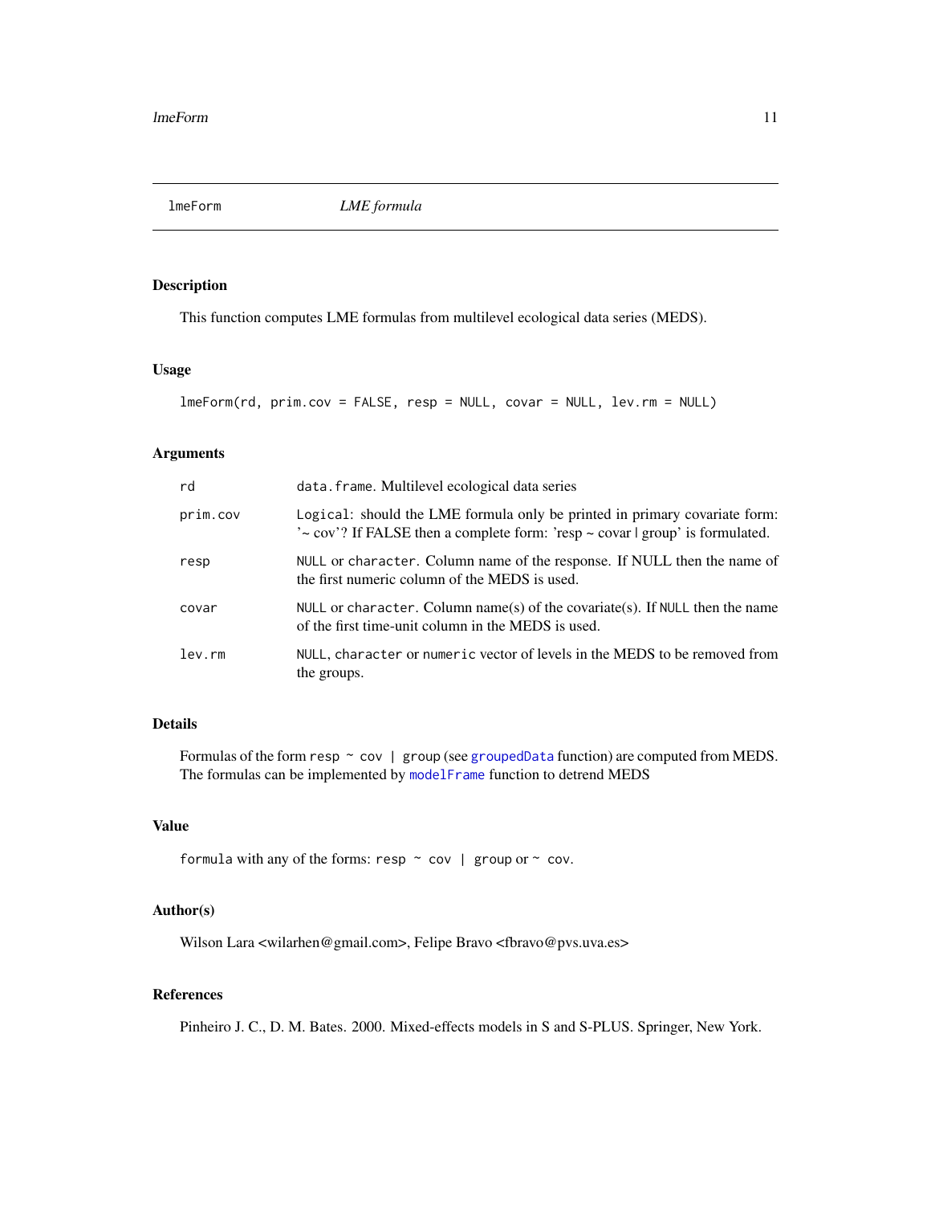## lmeForm — *LME formula*

### Description

This function computes LME formulas from multilevel ecological data series (MEDS).

### Usage

```
lmeForm(rd, prim.cov = FALSE, resp = NULL, covar = NULL, lev.rm = NULL)
```

### Arguments

| | |
|---|---|
| rd | data.frame. Multilevel ecological data series |
| prim.cov | Logical: should the LME formula only be printed in primary covariate form: '~ cov'? If FALSE then a complete form: 'resp ~ covar \| group' is formulated. |
| resp | NULL or character. Column name of the response. If NULL then the name of the first numeric column of the MEDS is used. |
| covar | NULL or character. Column name(s) of the covariate(s). If NULL then the name of the first time-unit column in the MEDS is used. |
| lev.rm | NULL, character or numeric vector of levels in the MEDS to be removed from the groups. |

### Details

Formulas of the form `resp ~ cov | group` (see `groupedData` function) are computed from MEDS. The formulas can be implemented by `modelFrame` function to detrend MEDS

### Value

`formula` with any of the forms: `resp ~ cov | group` or `~ cov`.

### Author(s)

Wilson Lara <wilarhen@gmail.com>, Felipe Bravo <fbravo@pvs.uva.es>

### References

Pinheiro J. C., D. M. Bates. 2000. Mixed-effects models in S and S-PLUS. Springer, New York.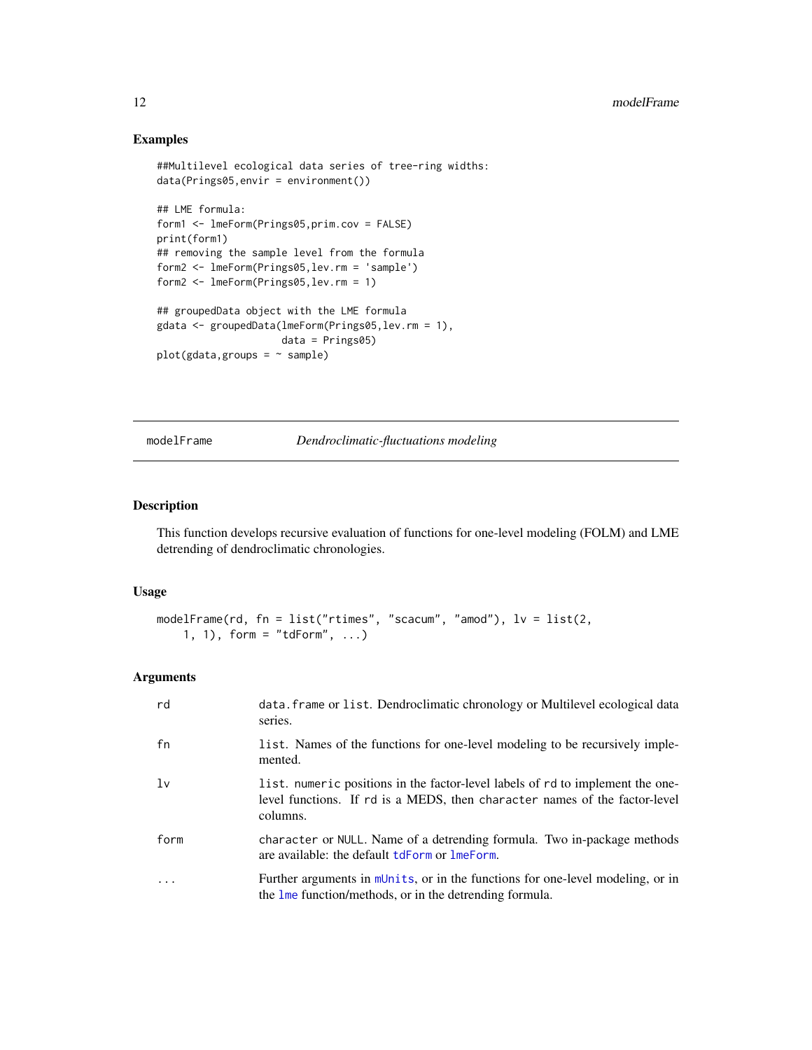## Examples

```
##Multilevel ecological data series of tree-ring widths:
data(Prings05,envir = environment())

## LME formula:
form1 <- lmeForm(Prings05,prim.cov = FALSE)
print(form1)
## removing the sample level from the formula
form2 <- lmeForm(Prings05,lev.rm = 'sample')
form2 <- lmeForm(Prings05,lev.rm = 1)

## groupedData object with the LME formula
gdata <- groupedData(lmeForm(Prings05,lev.rm = 1),
                     data = Prings05)
plot(gdata,groups = ~ sample)
```

---

# modelFrame — *Dendroclimatic-fluctuations modeling*

---

## Description

This function develops recursive evaluation of functions for one-level modeling (FOLM) and LME detrending of dendroclimatic chronologies.

## Usage

```
modelFrame(rd, fn = list("rtimes", "scacum", "amod"), lv = list(2,
    1, 1), form = "tdForm", ...)
```

## Arguments

| | |
|---|---|
| `rd` | `data.frame` or `list`. Dendroclimatic chronology or Multilevel ecological data series. |
| `fn` | `list`. Names of the functions for one-level modeling to be recursively implemented. |
| `lv` | `list`. `numeric` positions in the factor-level labels of `rd` to implement the one-level functions. If `rd` is a MEDS, then `character` names of the factor-level columns. |
| `form` | `character` or `NULL`. Name of a detrending formula. Two in-package methods are available: the default `tdForm` or `lmeForm`. |
| `...` | Further arguments in `mUnits`, or in the functions for one-level modeling, or in the `lme` function/methods, or in the detrending formula. |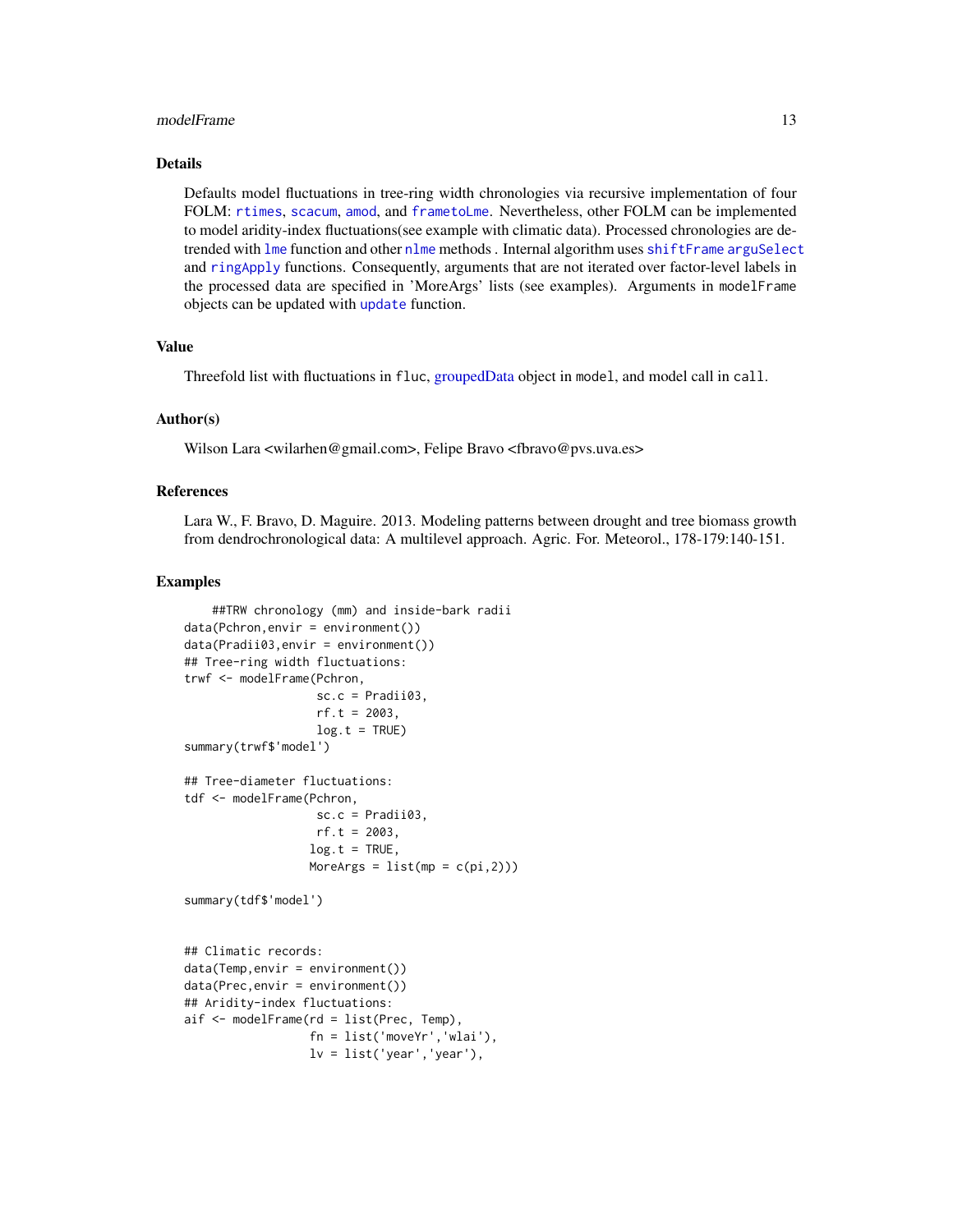## Details

Defaults model fluctuations in tree-ring width chronologies via recursive implementation of four FOLM: `rtimes`, `scacum`, `amod`, and `frametoLme`. Nevertheless, other FOLM can be implemented to model aridity-index fluctuations(see example with climatic data). Processed chronologies are detrended with `lme` function and other `nlme` methods . Internal algorithm uses `shiftFrame` `arguSelect` and `ringApply` functions. Consequently, arguments that are not iterated over factor-level labels in the processed data are specified in 'MoreArgs' lists (see examples). Arguments in `modelFrame` objects can be updated with `update` function.

## Value

Threefold list with fluctuations in `fluc`, groupedData object in `model`, and model call in `call`.

## Author(s)

Wilson Lara <wilarhen@gmail.com>, Felipe Bravo <fbravo@pvs.uva.es>

## References

Lara W., F. Bravo, D. Maguire. 2013. Modeling patterns between drought and tree biomass growth from dendrochronological data: A multilevel approach. Agric. For. Meteorol., 178-179:140-151.

## Examples

```
    ##TRW chronology (mm) and inside-bark radii
data(Pchron,envir = environment())
data(Pradii03,envir = environment())
## Tree-ring width fluctuations:
trwf <- modelFrame(Pchron,
                   sc.c = Pradii03,
                   rf.t = 2003,
                   log.t = TRUE)
summary(trwf$'model')

## Tree-diameter fluctuations:
tdf <- modelFrame(Pchron,
                   sc.c = Pradii03,
                   rf.t = 2003,
                  log.t = TRUE,
                  MoreArgs = list(mp = c(pi,2)))

summary(tdf$'model')


## Climatic records:
data(Temp,envir = environment())
data(Prec,envir = environment())
## Aridity-index fluctuations:
aif <- modelFrame(rd = list(Prec, Temp),
                  fn = list('moveYr','wlai'),
                  lv = list('year','year'),
```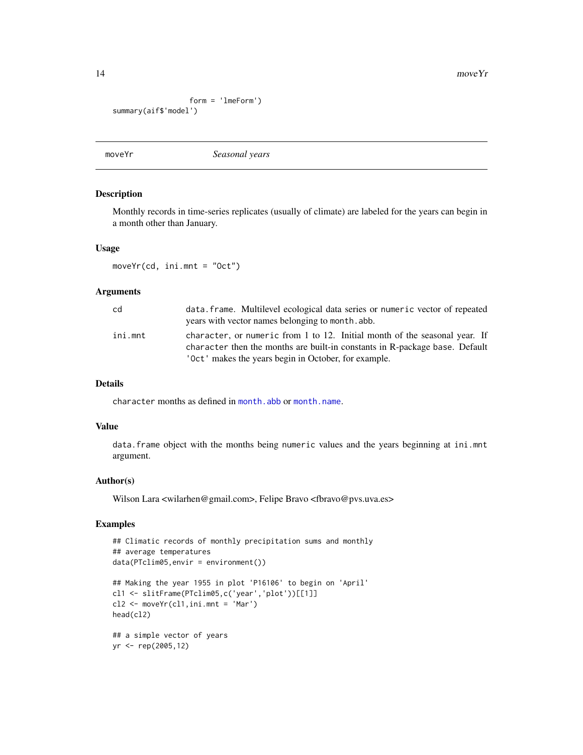```
                    form = 'lmeForm')
summary(aif$'model')
```

## moveYr — *Seasonal years*

### Description

Monthly records in time-series replicates (usually of climate) are labeled for the years can begin in a month other than January.

### Usage

```
moveYr(cd, ini.mnt = "Oct")
```

### Arguments

| | |
|---|---|
| cd | data.frame. Multilevel ecological data series or numeric vector of repeated years with vector names belonging to month.abb. |
| ini.mnt | character, or numeric from 1 to 12. Initial month of the seasonal year. If character then the months are built-in constants in R-package base. Default 'Oct' makes the years begin in October, for example. |

### Details

character months as defined in month.abb or month.name.

### Value

data.frame object with the months being numeric values and the years beginning at ini.mnt argument.

### Author(s)

Wilson Lara <wilarhen@gmail.com>, Felipe Bravo <fbravo@pvs.uva.es>

### Examples

```
## Climatic records of monthly precipitation sums and monthly
## average temperatures
data(PTclim05,envir = environment())

## Making the year 1955 in plot 'P16106' to begin on 'April'
cl1 <- slitFrame(PTclim05,c('year','plot'))[[1]]
cl2 <- moveYr(cl1,ini.mnt = 'Mar')
head(cl2)

## a simple vector of years
yr <- rep(2005,12)
```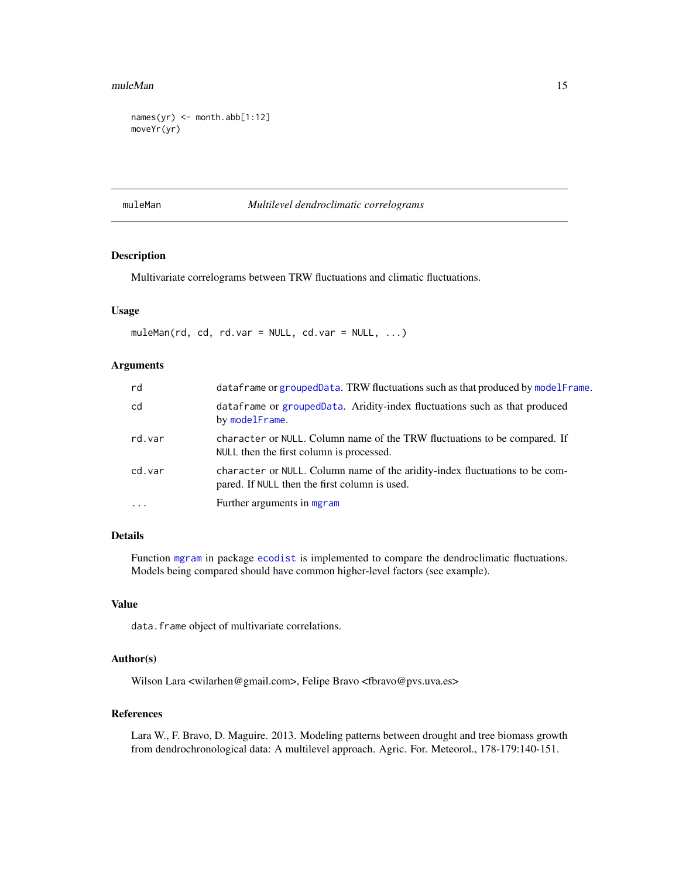```
names(yr) <- month.abb[1:12]
moveYr(yr)
```

---

muleMan *Multilevel dendroclimatic correlograms*

---

## Description

Multivariate correlograms between TRW fluctuations and climatic fluctuations.

## Usage

```
muleMan(rd, cd, rd.var = NULL, cd.var = NULL, ...)
```

## Arguments

| | |
|---|---|
| rd | `dataframe` or `groupedData`. TRW fluctuations such as that produced by `modelFrame`. |
| cd | `dataframe` or `groupedData`. Aridity-index fluctuations such as that produced by `modelFrame`. |
| rd.var | `character` or `NULL`. Column name of the TRW fluctuations to be compared. If `NULL` then the first column is processed. |
| cd.var | `character` or `NULL`. Column name of the aridity-index fluctuations to be compared. If `NULL` then the first column is used. |
| ... | Further arguments in `mgram` |

## Details

Function `mgram` in package `ecodist` is implemented to compare the dendroclimatic fluctuations. Models being compared should have common higher-level factors (see example).

## Value

`data.frame` object of multivariate correlations.

## Author(s)

Wilson Lara <wilarhen@gmail.com>, Felipe Bravo <fbravo@pvs.uva.es>

## References

Lara W., F. Bravo, D. Maguire. 2013. Modeling patterns between drought and tree biomass growth from dendrochronological data: A multilevel approach. Agric. For. Meteorol., 178-179:140-151.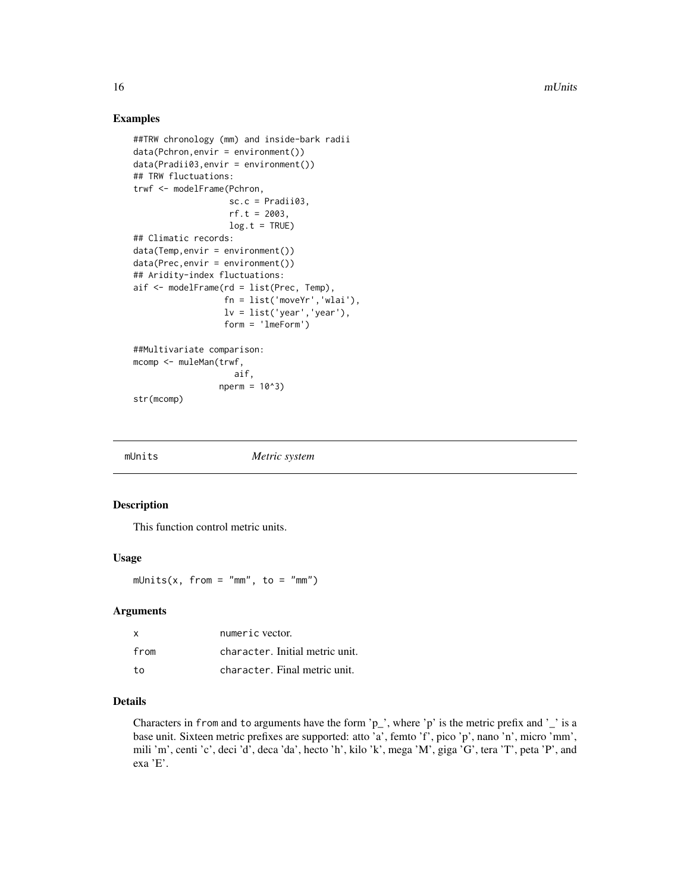## Examples

```
##TRW chronology (mm) and inside-bark radii
data(Pchron,envir = environment())
data(Pradii03,envir = environment())
## TRW fluctuations:
trwf <- modelFrame(Pchron,
                   sc.c = Pradii03,
                   rf.t = 2003,
                   log.t = TRUE)
## Climatic records:
data(Temp,envir = environment())
data(Prec,envir = environment())
## Aridity-index fluctuations:
aif <- modelFrame(rd = list(Prec, Temp),
                  fn = list('moveYr','wlai'),
                  lv = list('year','year'),
                  form = 'lmeForm')

##Multivariate comparison:
mcomp <- muleMan(trwf,
                   aif,
                 nperm = 10^3)
str(mcomp)
```

---

# mUnits *Metric system*

## Description

This function control metric units.

## Usage

```
mUnits(x, from = "mm", to = "mm")
```

## Arguments

| | |
|---|---|
| x | numeric vector. |
| from | character. Initial metric unit. |
| to | character. Final metric unit. |

## Details

Characters in from and to arguments have the form 'p_', where 'p' is the metric prefix and '_' is a base unit. Sixteen metric prefixes are supported: atto 'a', femto 'f', pico 'p', nano 'n', micro 'mm', mili 'm', centi 'c', deci 'd', deca 'da', hecto 'h', kilo 'k', mega 'M', giga 'G', tera 'T', peta 'P', and exa 'E'.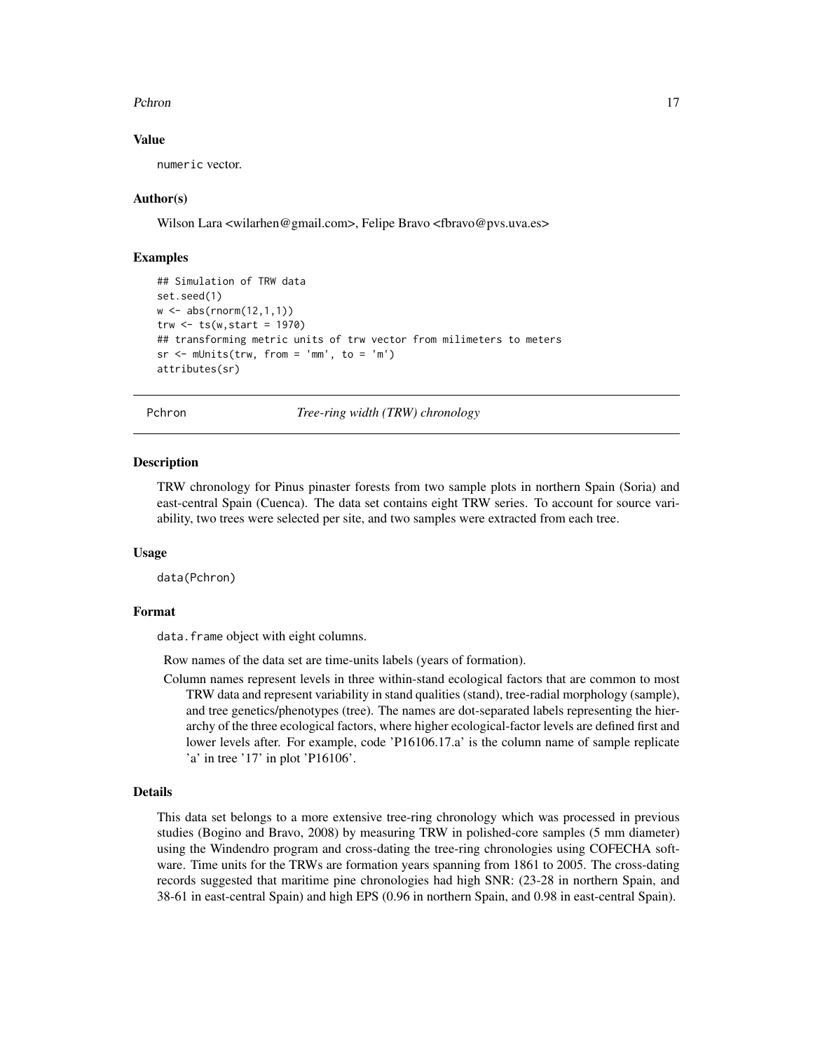### Value

numeric vector.

### Author(s)

Wilson Lara <wilarhen@gmail.com>, Felipe Bravo <fbravo@pvs.uva.es>

### Examples

```
## Simulation of TRW data
set.seed(1)
w <- abs(rnorm(12,1,1))
trw <- ts(w,start = 1970)
## transforming metric units of trw vector from milimeters to meters
sr <- mUnits(trw, from = 'mm', to = 'm')
attributes(sr)
```

---

## Pchron — *Tree-ring width (TRW) chronology*

---

### Description

TRW chronology for Pinus pinaster forests from two sample plots in northern Spain (Soria) and east-central Spain (Cuenca). The data set contains eight TRW series. To account for source variability, two trees were selected per site, and two samples were extracted from each tree.

### Usage

```
data(Pchron)
```

### Format

data.frame object with eight columns.

Row names of the data set are time-units labels (years of formation).

Column names represent levels in three within-stand ecological factors that are common to most TRW data and represent variability in stand qualities (stand), tree-radial morphology (sample), and tree genetics/phenotypes (tree). The names are dot-separated labels representing the hierarchy of the three ecological factors, where higher ecological-factor levels are defined first and lower levels after. For example, code 'P16106.17.a' is the column name of sample replicate 'a' in tree '17' in plot 'P16106'.

### Details

This data set belongs to a more extensive tree-ring chronology which was processed in previous studies (Bogino and Bravo, 2008) by measuring TRW in polished-core samples (5 mm diameter) using the Windendro program and cross-dating the tree-ring chronologies using COFECHA software. Time units for the TRWs are formation years spanning from 1861 to 2005. The cross-dating records suggested that maritime pine chronologies had high SNR: (23-28 in northern Spain, and 38-61 in east-central Spain) and high EPS (0.96 in northern Spain, and 0.98 in east-central Spain).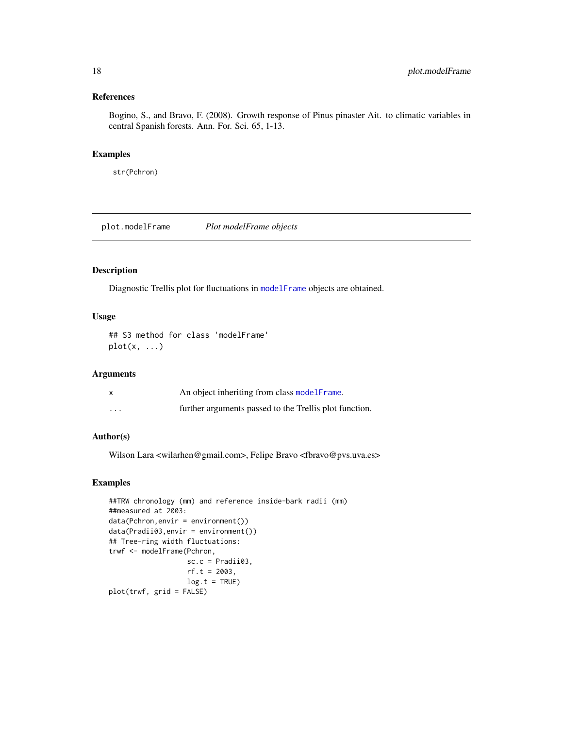### References

Bogino, S., and Bravo, F. (2008). Growth response of Pinus pinaster Ait. to climatic variables in central Spanish forests. Ann. For. Sci. 65, 1-13.

### Examples

```
str(Pchron)
```

## plot.modelFrame — *Plot modelFrame objects*

### Description

Diagnostic Trellis plot for fluctuations in `modelFrame` objects are obtained.

### Usage

```
## S3 method for class 'modelFrame'
plot(x, ...)
```

### Arguments

| | |
|---|---|
| x | An object inheriting from class `modelFrame`. |
| ... | further arguments passed to the Trellis plot function. |

### Author(s)

Wilson Lara <wilarhen@gmail.com>, Felipe Bravo <fbravo@pvs.uva.es>

### Examples

```
##TRW chronology (mm) and reference inside-bark radii (mm)
##measured at 2003:
data(Pchron,envir = environment())
data(Pradii03,envir = environment())
## Tree-ring width fluctuations:
trwf <- modelFrame(Pchron,
                   sc.c = Pradii03,
                   rf.t = 2003,
                   log.t = TRUE)
plot(trwf, grid = FALSE)
```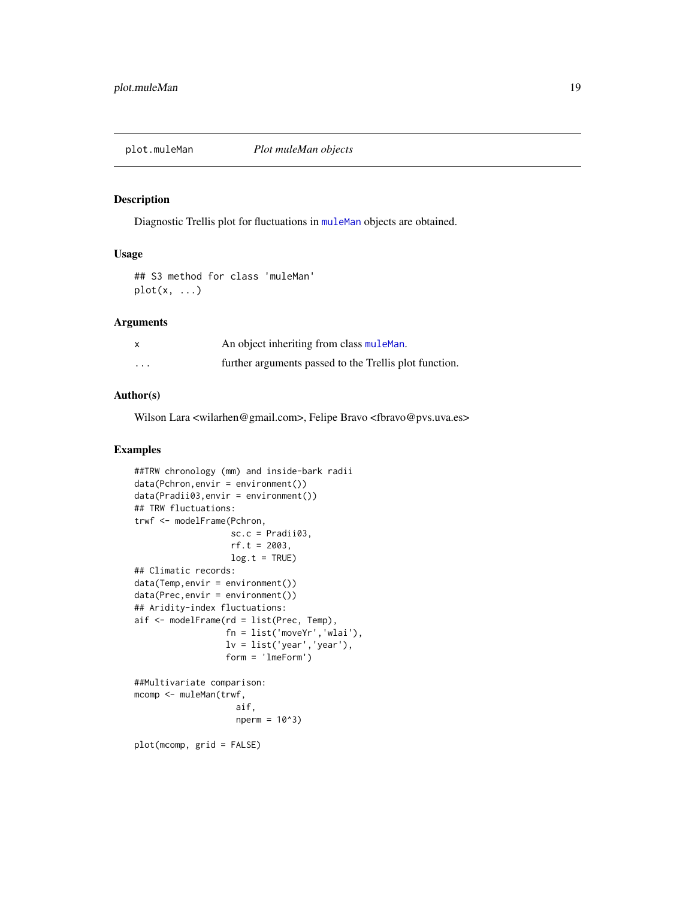plot.muleMan — *Plot muleMan objects*

## Description

Diagnostic Trellis plot for fluctuations in muleMan objects are obtained.

## Usage

```
## S3 method for class 'muleMan'
plot(x, ...)
```

## Arguments

| | |
|---|---|
| x | An object inheriting from class muleMan. |
| ... | further arguments passed to the Trellis plot function. |

## Author(s)

Wilson Lara <wilarhen@gmail.com>, Felipe Bravo <fbravo@pvs.uva.es>

## Examples

```
##TRW chronology (mm) and inside-bark radii
data(Pchron,envir = environment())
data(Pradii03,envir = environment())
## TRW fluctuations:
trwf <- modelFrame(Pchron,
                   sc.c = Pradii03,
                   rf.t = 2003,
                   log.t = TRUE)
## Climatic records:
data(Temp,envir = environment())
data(Prec,envir = environment())
## Aridity-index fluctuations:
aif <- modelFrame(rd = list(Prec, Temp),
                  fn = list('moveYr','wlai'),
                  lv = list('year','year'),
                  form = 'lmeForm')

##Multivariate comparison:
mcomp <- muleMan(trwf,
                 aif,
                 nperm = 10^3)

plot(mcomp, grid = FALSE)
```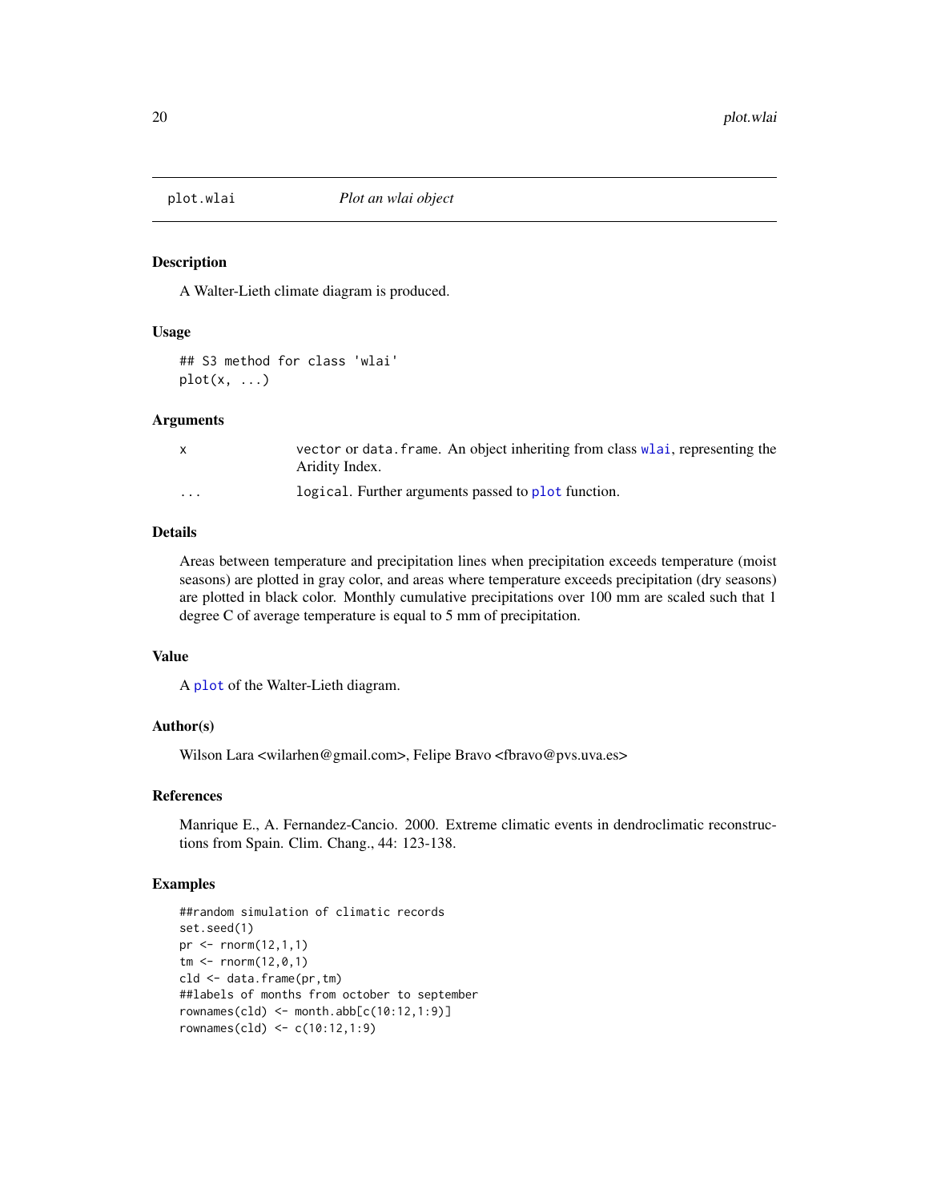## plot.wlai — *Plot an wlai object*

### Description

A Walter-Lieth climate diagram is produced.

### Usage

```
## S3 method for class 'wlai'
plot(x, ...)
```

### Arguments

| | |
|---|---|
| x | vector or data.frame. An object inheriting from class wlai, representing the Aridity Index. |
| ... | logical. Further arguments passed to plot function. |

### Details

Areas between temperature and precipitation lines when precipitation exceeds temperature (moist seasons) are plotted in gray color, and areas where temperature exceeds precipitation (dry seasons) are plotted in black color. Monthly cumulative precipitations over 100 mm are scaled such that 1 degree C of average temperature is equal to 5 mm of precipitation.

### Value

A plot of the Walter-Lieth diagram.

### Author(s)

Wilson Lara <wilarhen@gmail.com>, Felipe Bravo <fbravo@pvs.uva.es>

### References

Manrique E., A. Fernandez-Cancio. 2000. Extreme climatic events in dendroclimatic reconstructions from Spain. Clim. Chang., 44: 123-138.

### Examples

```
##random simulation of climatic records
set.seed(1)
pr <- rnorm(12,1,1)
tm <- rnorm(12,0,1)
cld <- data.frame(pr,tm)
##labels of months from october to september
rownames(cld) <- month.abb[c(10:12,1:9)]
rownames(cld) <- c(10:12,1:9)
```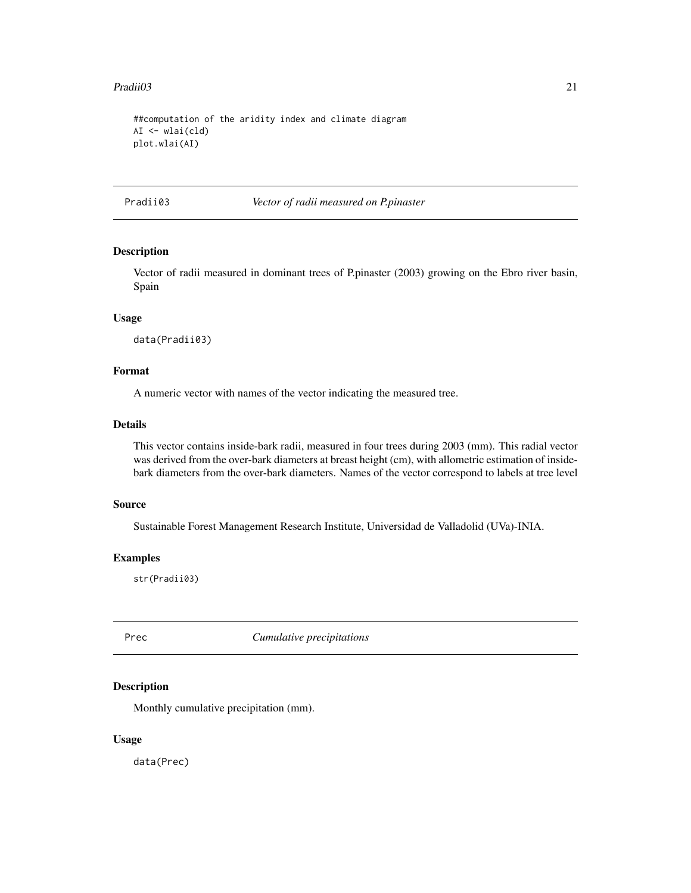```
##computation of the aridity index and climate diagram
AI <- wlai(cld)
plot.wlai(AI)
```

## Pradii03 *Vector of radii measured on P.pinaster*

### Description

Vector of radii measured in dominant trees of P.pinaster (2003) growing on the Ebro river basin, Spain

### Usage

```
data(Pradii03)
```

### Format

A numeric vector with names of the vector indicating the measured tree.

### Details

This vector contains inside-bark radii, measured in four trees during 2003 (mm). This radial vector was derived from the over-bark diameters at breast height (cm), with allometric estimation of inside-bark diameters from the over-bark diameters. Names of the vector correspond to labels at tree level

### Source

Sustainable Forest Management Research Institute, Universidad de Valladolid (UVa)-INIA.

### Examples

```
str(Pradii03)
```

## Prec *Cumulative precipitations*

### Description

Monthly cumulative precipitation (mm).

### Usage

```
data(Prec)
```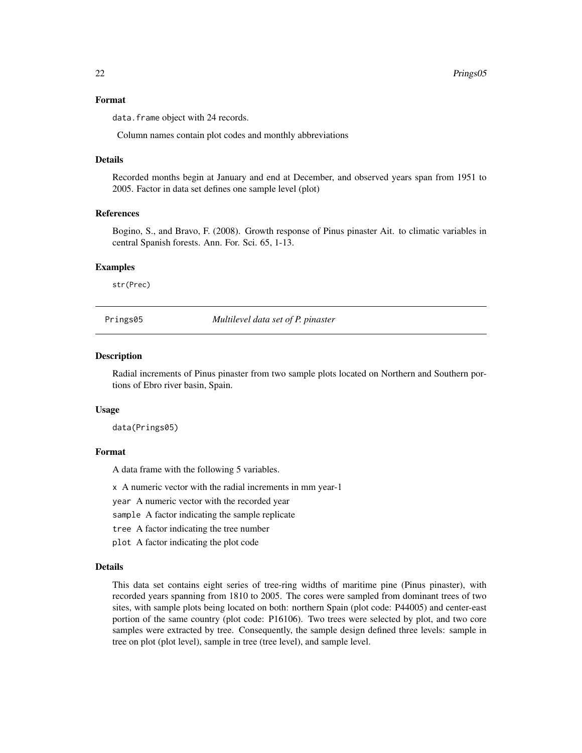### Format

data.frame object with 24 records.

Column names contain plot codes and monthly abbreviations

### Details

Recorded months begin at January and end at December, and observed years span from 1951 to 2005. Factor in data set defines one sample level (plot)

### References

Bogino, S., and Bravo, F. (2008). Growth response of Pinus pinaster Ait. to climatic variables in central Spanish forests. Ann. For. Sci. 65, 1-13.

### Examples

```
str(Prec)
```

---

## Prings05 — *Multilevel data set of P. pinaster*

### Description

Radial increments of Pinus pinaster from two sample plots located on Northern and Southern portions of Ebro river basin, Spain.

### Usage

```
data(Prings05)
```

### Format

A data frame with the following 5 variables.

- `x` A numeric vector with the radial increments in mm year-1
- `year` A numeric vector with the recorded year
- `sample` A factor indicating the sample replicate
- `tree` A factor indicating the tree number
- `plot` A factor indicating the plot code

### Details

This data set contains eight series of tree-ring widths of maritime pine (Pinus pinaster), with recorded years spanning from 1810 to 2005. The cores were sampled from dominant trees of two sites, with sample plots being located on both: northern Spain (plot code: P44005) and center-east portion of the same country (plot code: P16106). Two trees were selected by plot, and two core samples were extracted by tree. Consequently, the sample design defined three levels: sample in tree on plot (plot level), sample in tree (tree level), and sample level.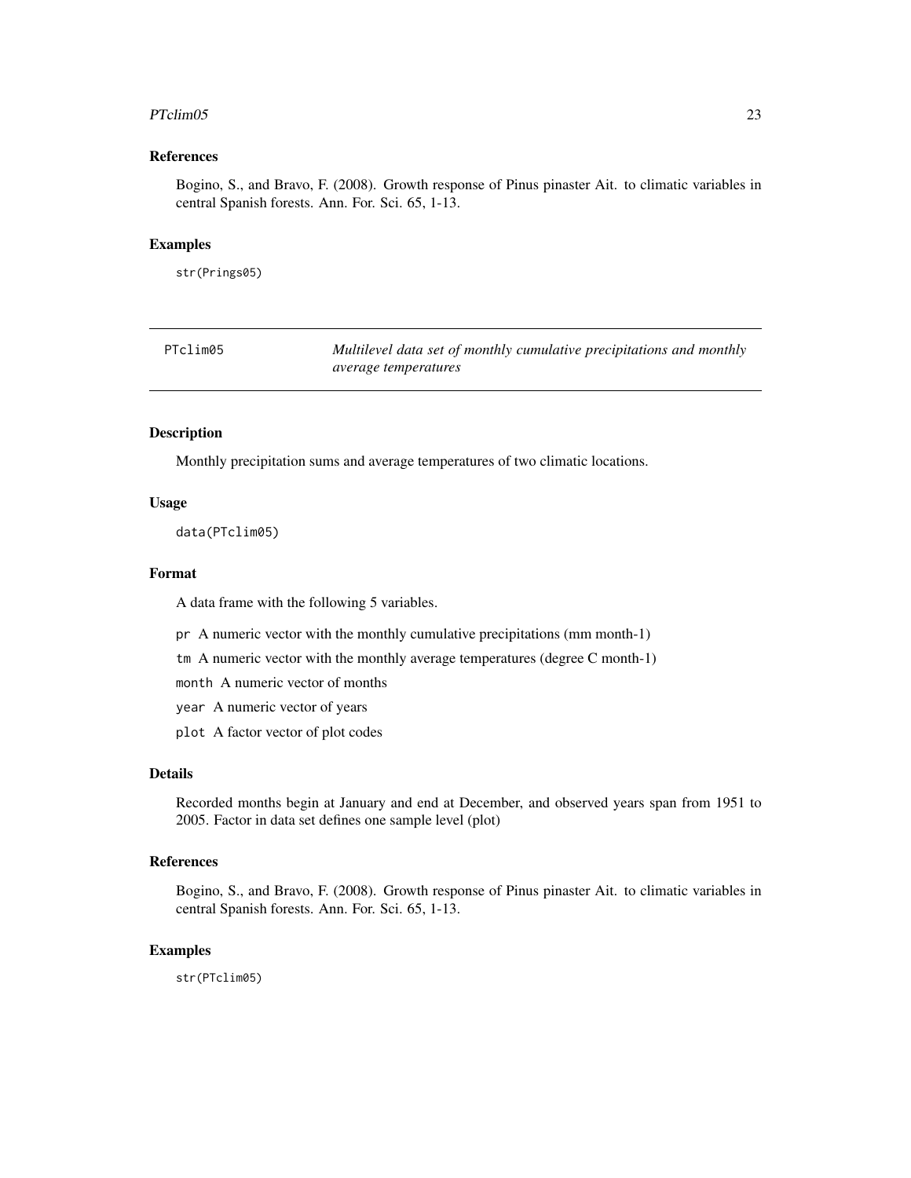### References

Bogino, S., and Bravo, F. (2008). Growth response of Pinus pinaster Ait. to climatic variables in central Spanish forests. Ann. For. Sci. 65, 1-13.

### Examples

```
str(Prings05)
```

---

## PTclim05 — *Multilevel data set of monthly cumulative precipitations and monthly average temperatures*

---

### Description

Monthly precipitation sums and average temperatures of two climatic locations.

### Usage

```
data(PTclim05)
```

### Format

A data frame with the following 5 variables.

- `pr` A numeric vector with the monthly cumulative precipitations (mm month-1)
- `tm` A numeric vector with the monthly average temperatures (degree C month-1)
- `month` A numeric vector of months
- `year` A numeric vector of years
- `plot` A factor vector of plot codes

### Details

Recorded months begin at January and end at December, and observed years span from 1951 to 2005. Factor in data set defines one sample level (plot)

### References

Bogino, S., and Bravo, F. (2008). Growth response of Pinus pinaster Ait. to climatic variables in central Spanish forests. Ann. For. Sci. 65, 1-13.

### Examples

```
str(PTclim05)
```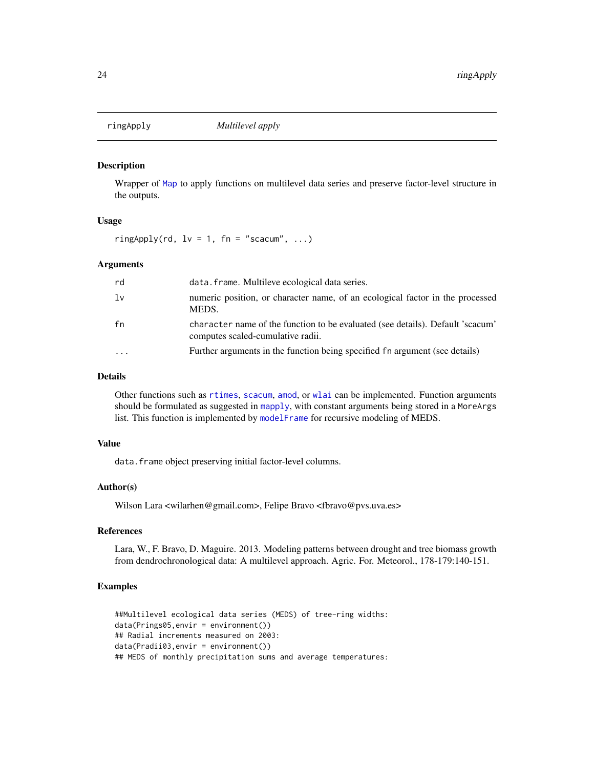# ringApply *Multilevel apply*

## Description

Wrapper of Map to apply functions on multilevel data series and preserve factor-level structure in the outputs.

## Usage

```
ringApply(rd, lv = 1, fn = "scacum", ...)
```

## Arguments

| | |
|---|---|
| rd | data.frame. Multileve ecological data series. |
| lv | numeric position, or character name, of an ecological factor in the processed MEDS. |
| fn | character name of the function to be evaluated (see details). Default 'scacum' computes scaled-cumulative radii. |
| ... | Further arguments in the function being specified fn argument (see details) |

## Details

Other functions such as rtimes, scacum, amod, or wlai can be implemented. Function arguments should be formulated as suggested in mapply, with constant arguments being stored in a MoreArgs list. This function is implemented by modelFrame for recursive modeling of MEDS.

## Value

data.frame object preserving initial factor-level columns.

## Author(s)

Wilson Lara <wilarhen@gmail.com>, Felipe Bravo <fbravo@pvs.uva.es>

## References

Lara, W., F. Bravo, D. Maguire. 2013. Modeling patterns between drought and tree biomass growth from dendrochronological data: A multilevel approach. Agric. For. Meteorol., 178-179:140-151.

## Examples

```
##Multilevel ecological data series (MEDS) of tree-ring widths:
data(Prings05,envir = environment())
## Radial increments measured on 2003:
data(Pradii03,envir = environment())
## MEDS of monthly precipitation sums and average temperatures:
```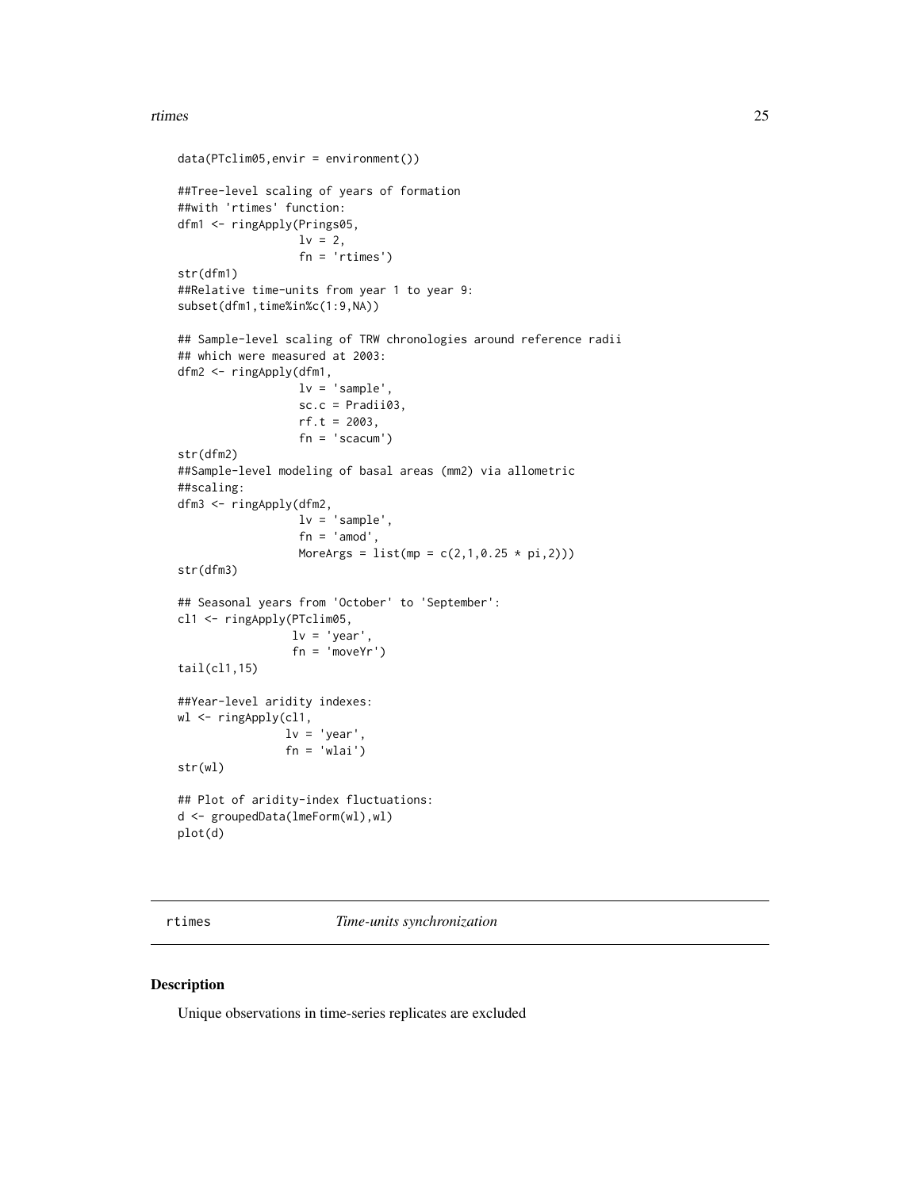```
data(PTclim05,envir = environment())

##Tree-level scaling of years of formation
##with 'rtimes' function:
dfm1 <- ringApply(Prings05,
                  lv = 2,
                  fn = 'rtimes')
str(dfm1)
##Relative time-units from year 1 to year 9:
subset(dfm1,time%in%c(1:9,NA))

## Sample-level scaling of TRW chronologies around reference radii
## which were measured at 2003:
dfm2 <- ringApply(dfm1,
                  lv = 'sample',
                  sc.c = Pradii03,
                  rf.t = 2003,
                  fn = 'scacum')
str(dfm2)
##Sample-level modeling of basal areas (mm2) via allometric
##scaling:
dfm3 <- ringApply(dfm2,
                  lv = 'sample',
                  fn = 'amod',
                  MoreArgs = list(mp = c(2,1,0.25 * pi,2)))
str(dfm3)

## Seasonal years from 'October' to 'September':
cl1 <- ringApply(PTclim05,
                 lv = 'year',
                 fn = 'moveYr')
tail(cl1,15)

##Year-level aridity indexes:
wl <- ringApply(cl1,
                lv = 'year',
                fn = 'wlai')
str(wl)

## Plot of aridity-index fluctuations:
d <- groupedData(lmeForm(wl),wl)
plot(d)
```

---

rtimes *Time-units synchronization*

---

### Description

Unique observations in time-series replicates are excluded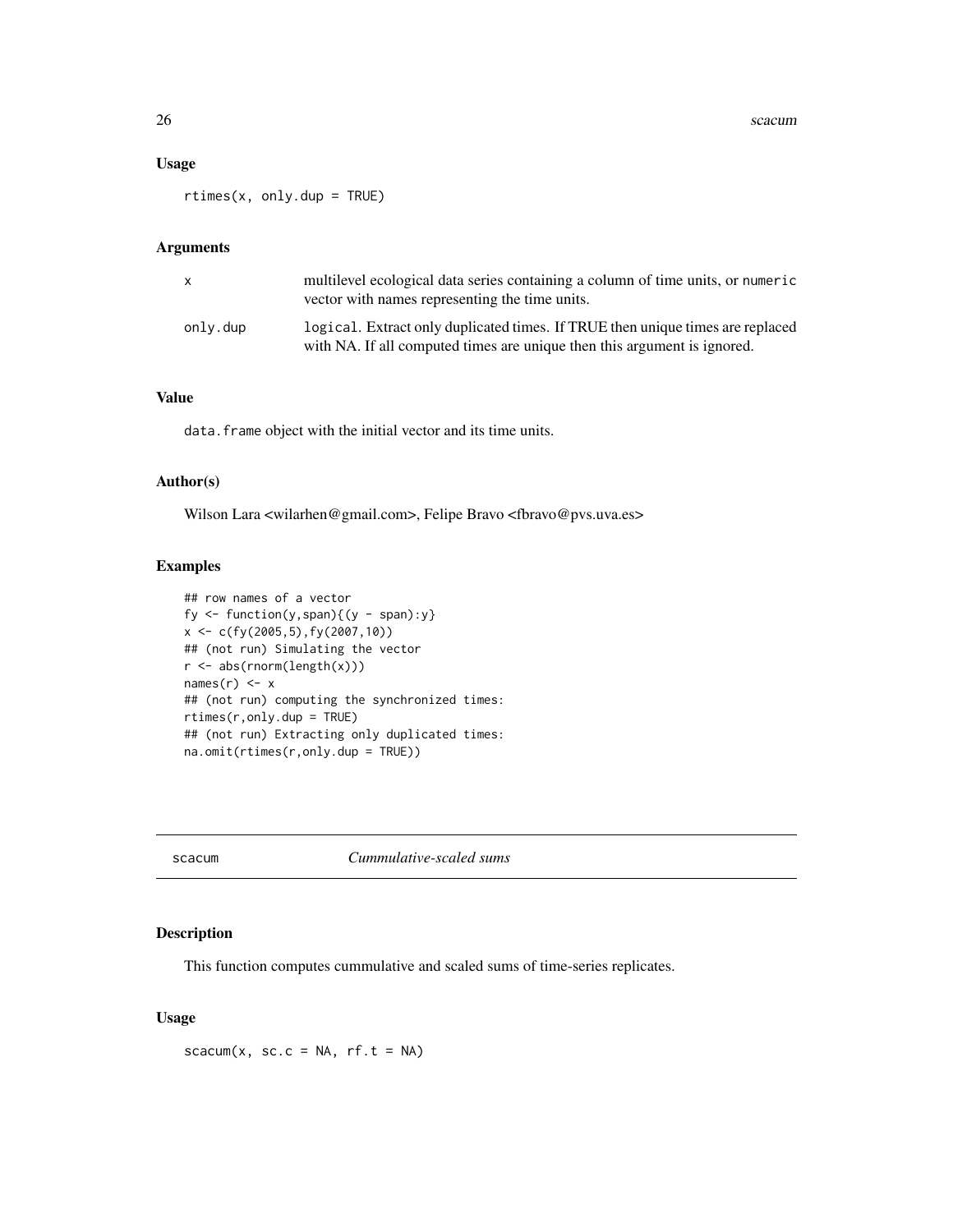### Usage

```
rtimes(x, only.dup = TRUE)
```

### Arguments

| | |
|---|---|
| x | multilevel ecological data series containing a column of time units, or numeric vector with names representing the time units. |
| only.dup | logical. Extract only duplicated times. If TRUE then unique times are replaced with NA. If all computed times are unique then this argument is ignored. |

### Value

data.frame object with the initial vector and its time units.

### Author(s)

Wilson Lara <wilarhen@gmail.com>, Felipe Bravo <fbravo@pvs.uva.es>

### Examples

```
## row names of a vector
fy <- function(y,span){(y - span):y}
x <- c(fy(2005,5),fy(2007,10))
## (not run) Simulating the vector
r <- abs(rnorm(length(x)))
names(r) <- x
## (not run) computing the synchronized times:
rtimes(r,only.dup = TRUE)
## (not run) Extracting only duplicated times:
na.omit(rtimes(r,only.dup = TRUE))
```

---

## scacum *Cummulative-scaled sums*

### Description

This function computes cummulative and scaled sums of time-series replicates.

### Usage

```
scacum(x, sc.c = NA, rf.t = NA)
```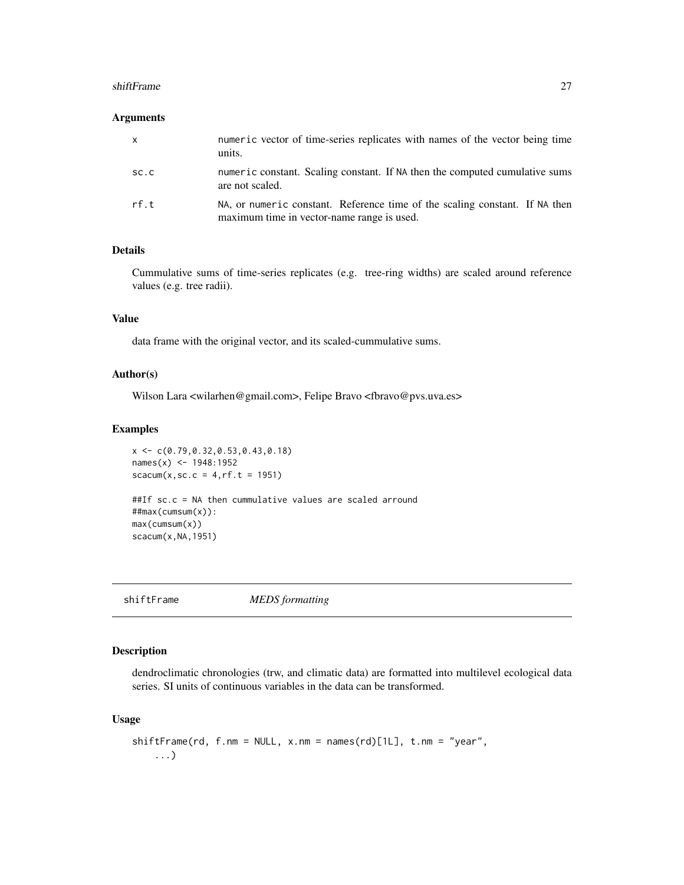### Arguments

| | |
|---|---|
| x | numeric vector of time-series replicates with names of the vector being time units. |
| sc.c | numeric constant. Scaling constant. If NA then the computed cumulative sums are not scaled. |
| rf.t | NA, or numeric constant. Reference time of the scaling constant. If NA then maximum time in vector-name range is used. |

### Details

Cummulative sums of time-series replicates (e.g. tree-ring widths) are scaled around reference values (e.g. tree radii).

### Value

data frame with the original vector, and its scaled-cummulative sums.

### Author(s)

Wilson Lara <wilarhen@gmail.com>, Felipe Bravo <fbravo@pvs.uva.es>

### Examples

```
x <- c(0.79,0.32,0.53,0.43,0.18)
names(x) <- 1948:1952
scacum(x,sc.c = 4,rf.t = 1951)

##If sc.c = NA then cummulative values are scaled arround
##max(cumsum(x)):
max(cumsum(x))
scacum(x,NA,1951)
```

---

## shiftFrame &nbsp;&nbsp;&nbsp; *MEDS formatting*

### Description

dendroclimatic chronologies (trw, and climatic data) are formatted into multilevel ecological data series. SI units of continuous variables in the data can be transformed.

### Usage

```
shiftFrame(rd, f.nm = NULL, x.nm = names(rd)[1L], t.nm = "year",
    ...)
```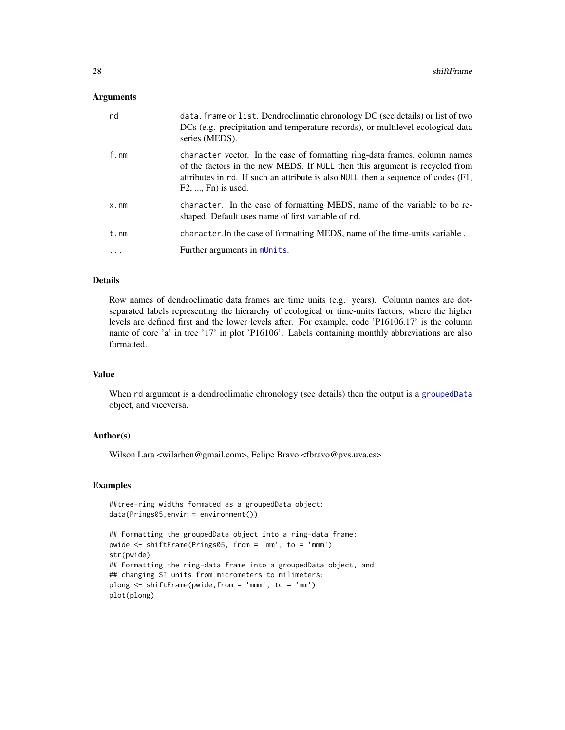### Arguments

| | |
|---|---|
| rd | data.frame or list. Dendroclimatic chronology DC (see details) or list of two DCs (e.g. precipitation and temperature records), or multilevel ecological data series (MEDS). |
| f.nm | character vector. In the case of formatting ring-data frames, column names of the factors in the new MEDS. If NULL then this argument is recycled from attributes in rd. If such an attribute is also NULL then a sequence of codes (F1, F2, ..., Fn) is used. |
| x.nm | character. In the case of formatting MEDS, name of the variable to be reshaped. Default uses name of first variable of rd. |
| t.nm | character.In the case of formatting MEDS, name of the time-units variable . |
| ... | Further arguments in mUnits. |

### Details

Row names of dendroclimatic data frames are time units (e.g. years). Column names are dot-separated labels representing the hierarchy of ecological or time-units factors, where the higher levels are defined first and the lower levels after. For example, code 'P16106.17' is the column name of core 'a' in tree '17' in plot 'P16106'. Labels containing monthly abbreviations are also formatted.

### Value

When rd argument is a dendroclimatic chronology (see details) then the output is a groupedData object, and viceversa.

### Author(s)

Wilson Lara <wilarhen@gmail.com>, Felipe Bravo <fbravo@pvs.uva.es>

### Examples

```
##tree-ring widths formated as a groupedData object:
data(Prings05,envir = environment())

## Formatting the groupedData object into a ring-data frame:
pwide <- shiftFrame(Prings05, from = 'mm', to = 'mmm')
str(pwide)
## Formatting the ring-data frame into a groupedData object, and
## changing SI units from micrometers to milimeters:
plong <- shiftFrame(pwide,from = 'mmm', to = 'mm')
plot(plong)
```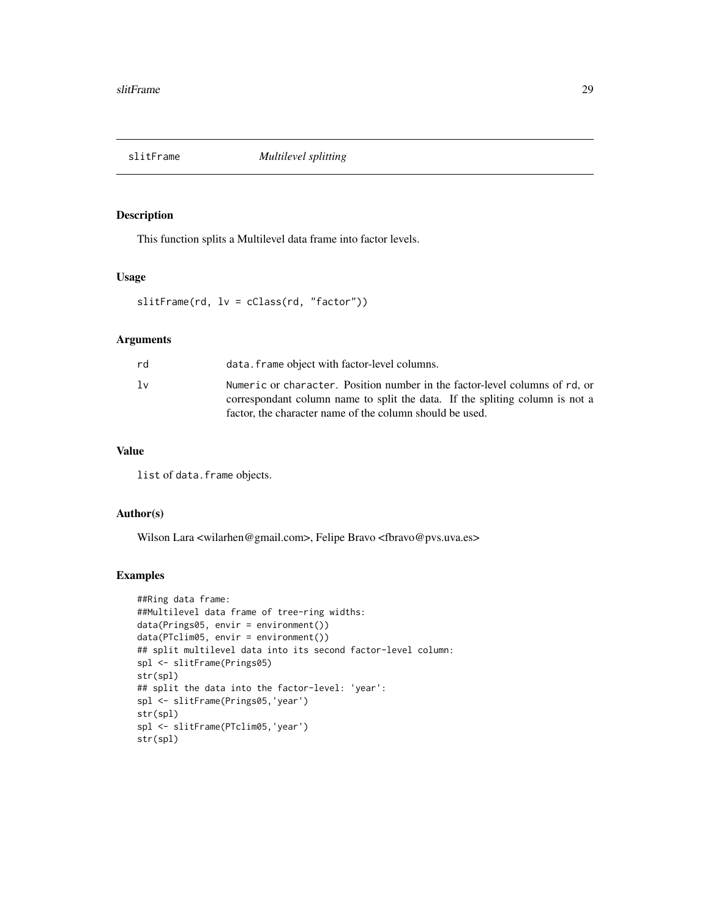# slitFrame — *Multilevel splitting*

## Description

This function splits a Multilevel data frame into factor levels.

## Usage

```
slitFrame(rd, lv = cClass(rd, "factor"))
```

## Arguments

| | |
|---|---|
| rd | data.frame object with factor-level columns. |
| lv | Numeric or character. Position number in the factor-level columns of rd, or correspondant column name to split the data. If the spliting column is not a factor, the character name of the column should be used. |

## Value

list of data.frame objects.

## Author(s)

Wilson Lara <wilarhen@gmail.com>, Felipe Bravo <fbravo@pvs.uva.es>

## Examples

```
##Ring data frame:
##Multilevel data frame of tree-ring widths:
data(Prings05, envir = environment())
data(PTclim05, envir = environment())
## split multilevel data into its second factor-level column:
spl <- slitFrame(Prings05)
str(spl)
## split the data into the factor-level: 'year':
spl <- slitFrame(Prings05,'year')
str(spl)
spl <- slitFrame(PTclim05,'year')
str(spl)
```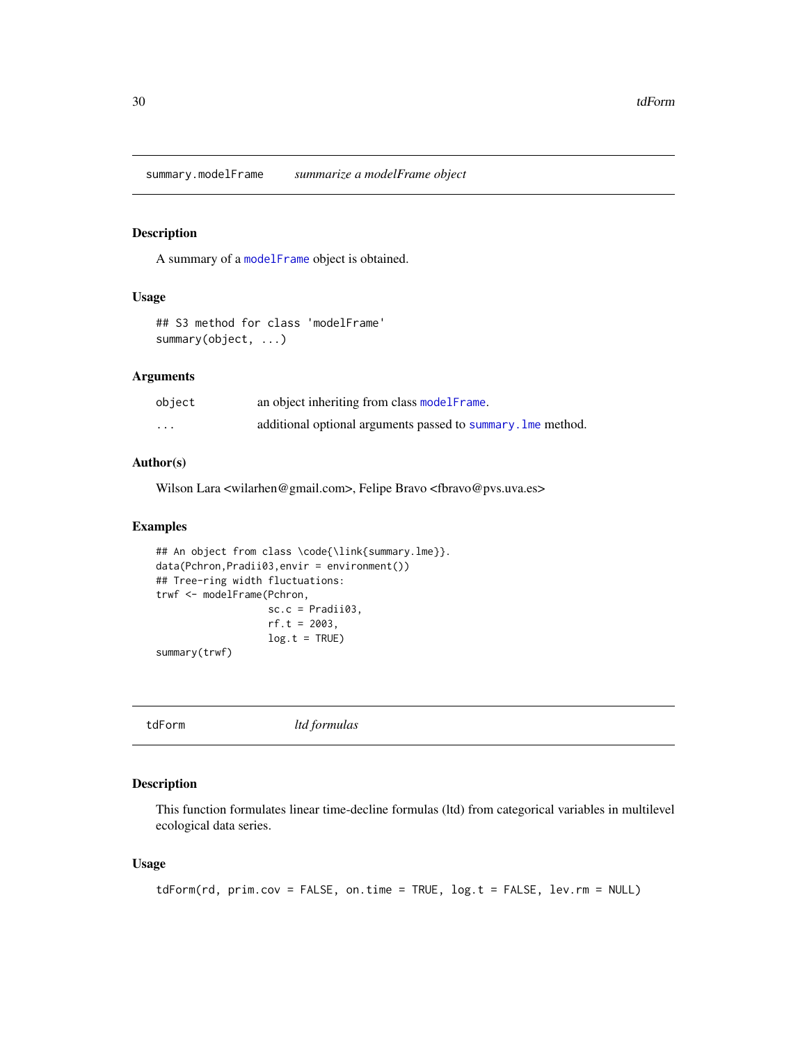## summary.modelFrame    *summarize a modelFrame object*

### Description

A summary of a `modelFrame` object is obtained.

### Usage

```
## S3 method for class 'modelFrame'
summary(object, ...)
```

### Arguments

| | |
|---|---|
| `object` | an object inheriting from class `modelFrame`. |
| `...` | additional optional arguments passed to `summary.lme` method. |

### Author(s)

Wilson Lara <wilarhen@gmail.com>, Felipe Bravo <fbravo@pvs.uva.es>

### Examples

```
## An object from class \code{\link{summary.lme}}.
data(Pchron,Pradii03,envir = environment())
## Tree-ring width fluctuations:
trwf <- modelFrame(Pchron,
                   sc.c = Pradii03,
                   rf.t = 2003,
                   log.t = TRUE)
summary(trwf)
```

## tdForm    *ltd formulas*

### Description

This function formulates linear time-decline formulas (ltd) from categorical variables in multilevel ecological data series.

### Usage

```
tdForm(rd, prim.cov = FALSE, on.time = TRUE, log.t = FALSE, lev.rm = NULL)
```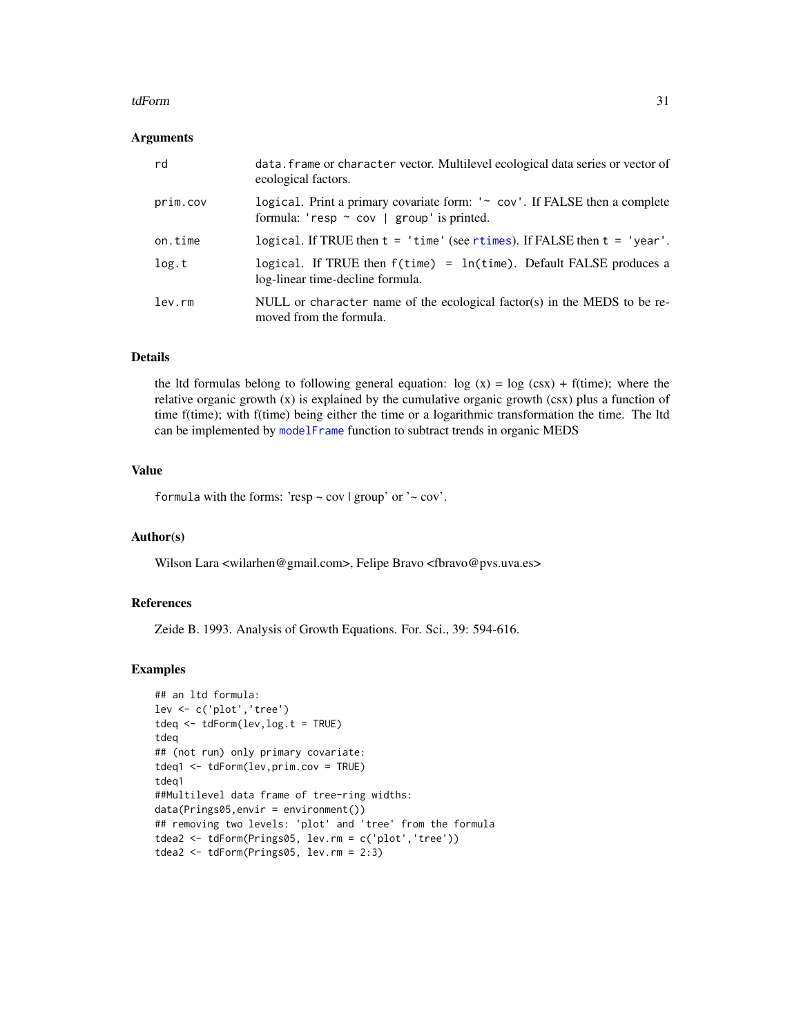### Arguments

| | |
|---|---|
| rd | `data.frame` or `character` vector. Multilevel ecological data series or vector of ecological factors. |
| prim.cov | `logical`. Print a primary covariate form: `'~ cov'`. If FALSE then a complete formula: `'resp ~ cov | group'` is printed. |
| on.time | `logical`. If TRUE then `t = 'time'` (see `rtimes`). If FALSE then `t = 'year'`. |
| log.t | `logical`. If TRUE then `f(time) = ln(time)`. Default FALSE produces a log-linear time-decline formula. |
| lev.rm | NULL or `character` name of the ecological factor(s) in the MEDS to be removed from the formula. |

### Details

the ltd formulas belong to following general equation: log (x) = log (csx) + f(time); where the relative organic growth (x) is explained by the cumulative organic growth (csx) plus a function of time f(time); with f(time) being either the time or a logarithmic transformation the time. The ltd can be implemented by `modelFrame` function to subtract trends in organic MEDS

### Value

`formula` with the forms: 'resp ~ cov | group' or '~ cov'.

### Author(s)

Wilson Lara <wilarhen@gmail.com>, Felipe Bravo <fbravo@pvs.uva.es>

### References

Zeide B. 1993. Analysis of Growth Equations. For. Sci., 39: 594-616.

### Examples

```
## an ltd formula:
lev <- c('plot','tree')
tdeq <- tdForm(lev,log.t = TRUE)
tdeq
## (not run) only primary covariate:
tdeq1 <- tdForm(lev,prim.cov = TRUE)
tdeq1
##Multilevel data frame of tree-ring widths:
data(Prings05,envir = environment())
## removing two levels: 'plot' and 'tree' from the formula
tdea2 <- tdForm(Prings05, lev.rm = c('plot','tree'))
tdea2 <- tdForm(Prings05, lev.rm = 2:3)
```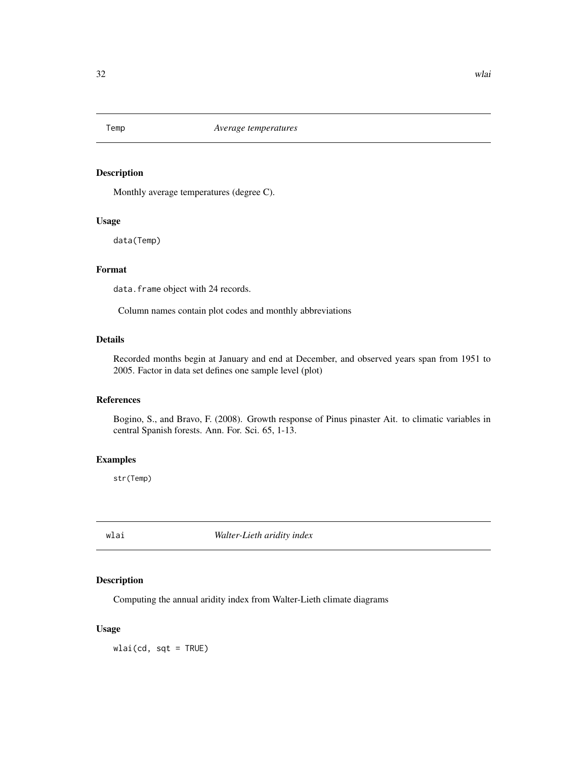## Temp *Average temperatures*

### Description

Monthly average temperatures (degree C).

### Usage

```
data(Temp)
```

### Format

`data.frame` object with 24 records.

Column names contain plot codes and monthly abbreviations

### Details

Recorded months begin at January and end at December, and observed years span from 1951 to 2005. Factor in data set defines one sample level (plot)

### References

Bogino, S., and Bravo, F. (2008). Growth response of Pinus pinaster Ait. to climatic variables in central Spanish forests. Ann. For. Sci. 65, 1-13.

### Examples

```
str(Temp)
```

## wlai *Walter-Lieth aridity index*

### Description

Computing the annual aridity index from Walter-Lieth climate diagrams

### Usage

```
wlai(cd, sqt = TRUE)
```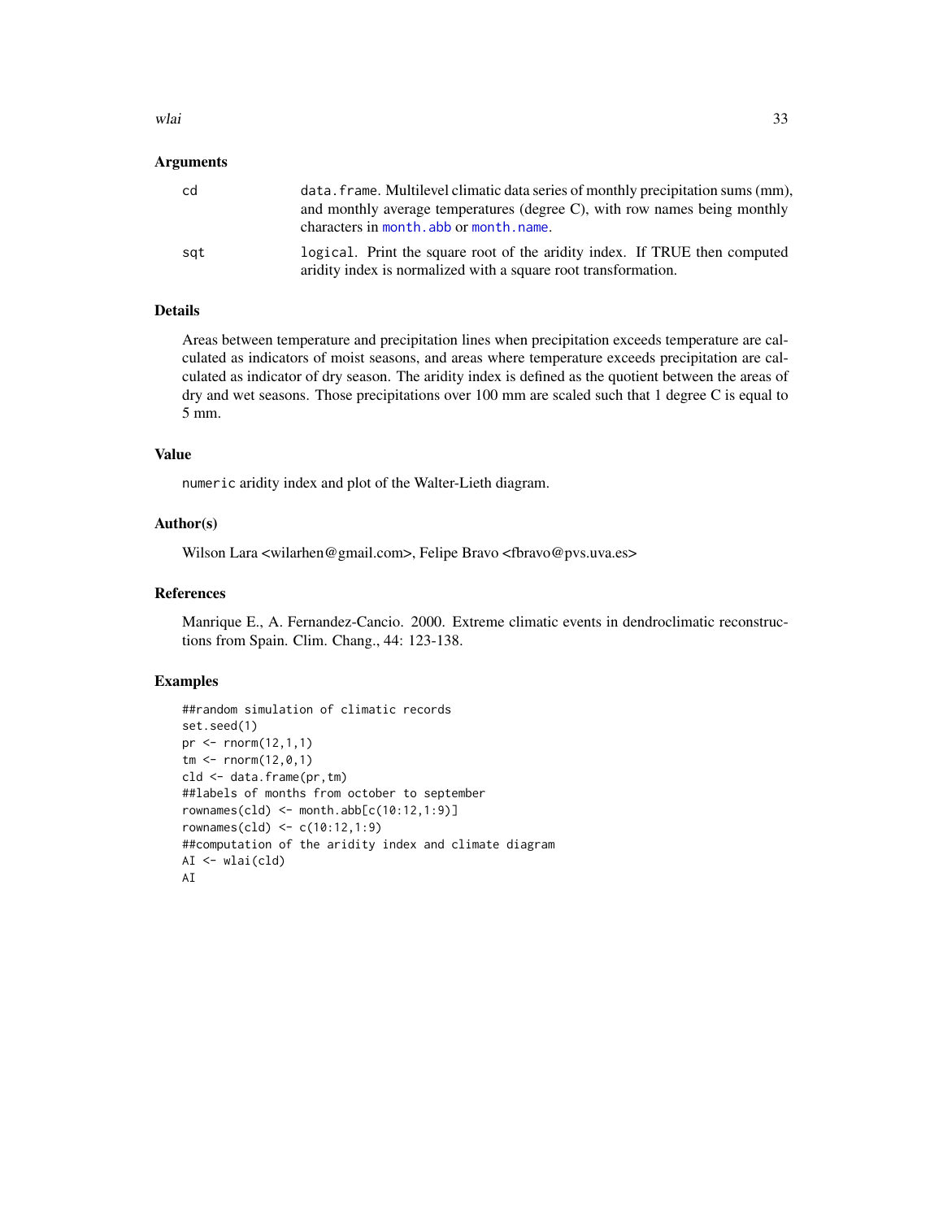### Arguments

| | |
|---|---|
| cd | `data.frame`. Multilevel climatic data series of monthly precipitation sums (mm), and monthly average temperatures (degree C), with row names being monthly characters in `month.abb` or `month.name`. |
| sqt | `logical`. Print the square root of the aridity index. If TRUE then computed aridity index is normalized with a square root transformation. |

### Details

Areas between temperature and precipitation lines when precipitation exceeds temperature are calculated as indicators of moist seasons, and areas where temperature exceeds precipitation are calculated as indicator of dry season. The aridity index is defined as the quotient between the areas of dry and wet seasons. Those precipitations over 100 mm are scaled such that 1 degree C is equal to 5 mm.

### Value

`numeric` aridity index and plot of the Walter-Lieth diagram.

### Author(s)

Wilson Lara <wilarhen@gmail.com>, Felipe Bravo <fbravo@pvs.uva.es>

### References

Manrique E., A. Fernandez-Cancio. 2000. Extreme climatic events in dendroclimatic reconstructions from Spain. Clim. Chang., 44: 123-138.

### Examples

```
##random simulation of climatic records
set.seed(1)
pr <- rnorm(12,1,1)
tm <- rnorm(12,0,1)
cld <- data.frame(pr,tm)
##labels of months from october to september
rownames(cld) <- month.abb[c(10:12,1:9)]
rownames(cld) <- c(10:12,1:9)
##computation of the aridity index and climate diagram
AI <- wlai(cld)
AI
```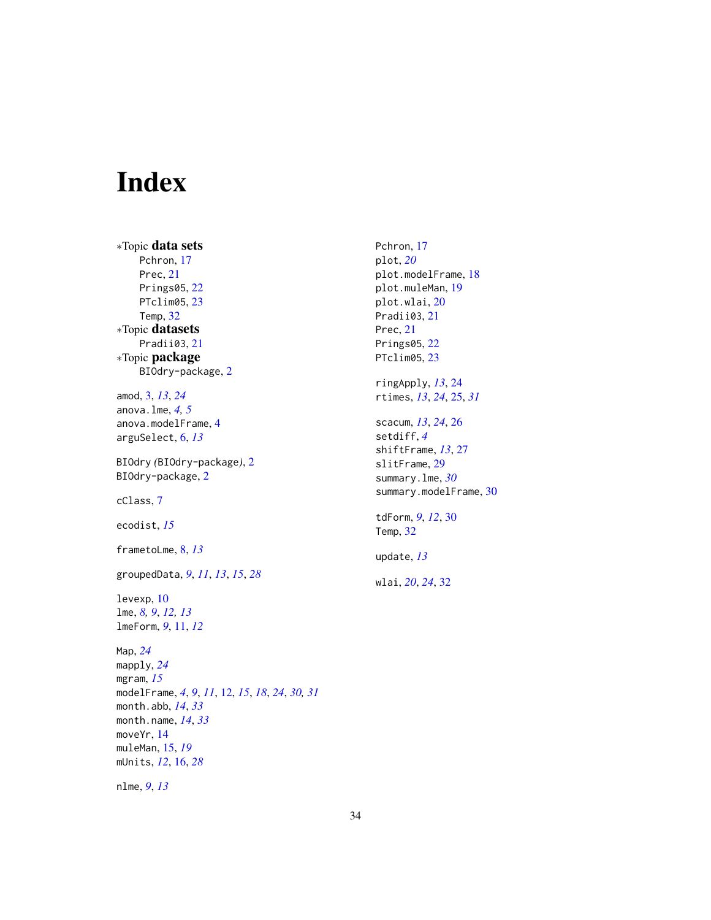# Index

*Topic **data sets**
  Pchron, 17
  Prec, 21
  Prings05, 22
  PTclim05, 23
  Temp, 32

*Topic **datasets**
  Pradii03, 21

*Topic **package**
  BIOdry-package, 2

amod, 3, *13*, *24*
anova.lme, *4, 5*
anova.modelFrame, 4
arguSelect, 6, *13*

BIOdry *(*BIOdry-package*)*, 2
BIOdry-package, 2

cClass, 7

ecodist, *15*

frametoLme, 8, *13*

groupedData, *9*, *11*, *13*, *15*, *28*

levexp, 10
lme, *8, 9*, *12, 13*
lmeForm, *9*, 11, *12*

Map, *24*
mapply, *24*
mgram, *15*
modelFrame, *4*, *9*, *11*, 12, *15*, *18*, *24*, *30, 31*
month.abb, *14*, *33*
month.name, *14*, *33*
moveYr, 14
muleMan, 15, *19*
mUnits, *12*, 16, *28*

nlme, *9*, *13*

Pchron, 17
plot, *20*
plot.modelFrame, 18
plot.muleMan, 19
plot.wlai, 20
Pradii03, 21
Prec, 21
Prings05, 22
PTclim05, 23

ringApply, *13*, 24
rtimes, *13*, *24*, 25, *31*

scacum, *13*, *24*, 26
setdiff, *4*
shiftFrame, *13*, 27
slitFrame, 29
summary.lme, *30*
summary.modelFrame, 30

tdForm, *9*, *12*, 30
Temp, 32

update, *13*

wlai, *20*, *24*, 32